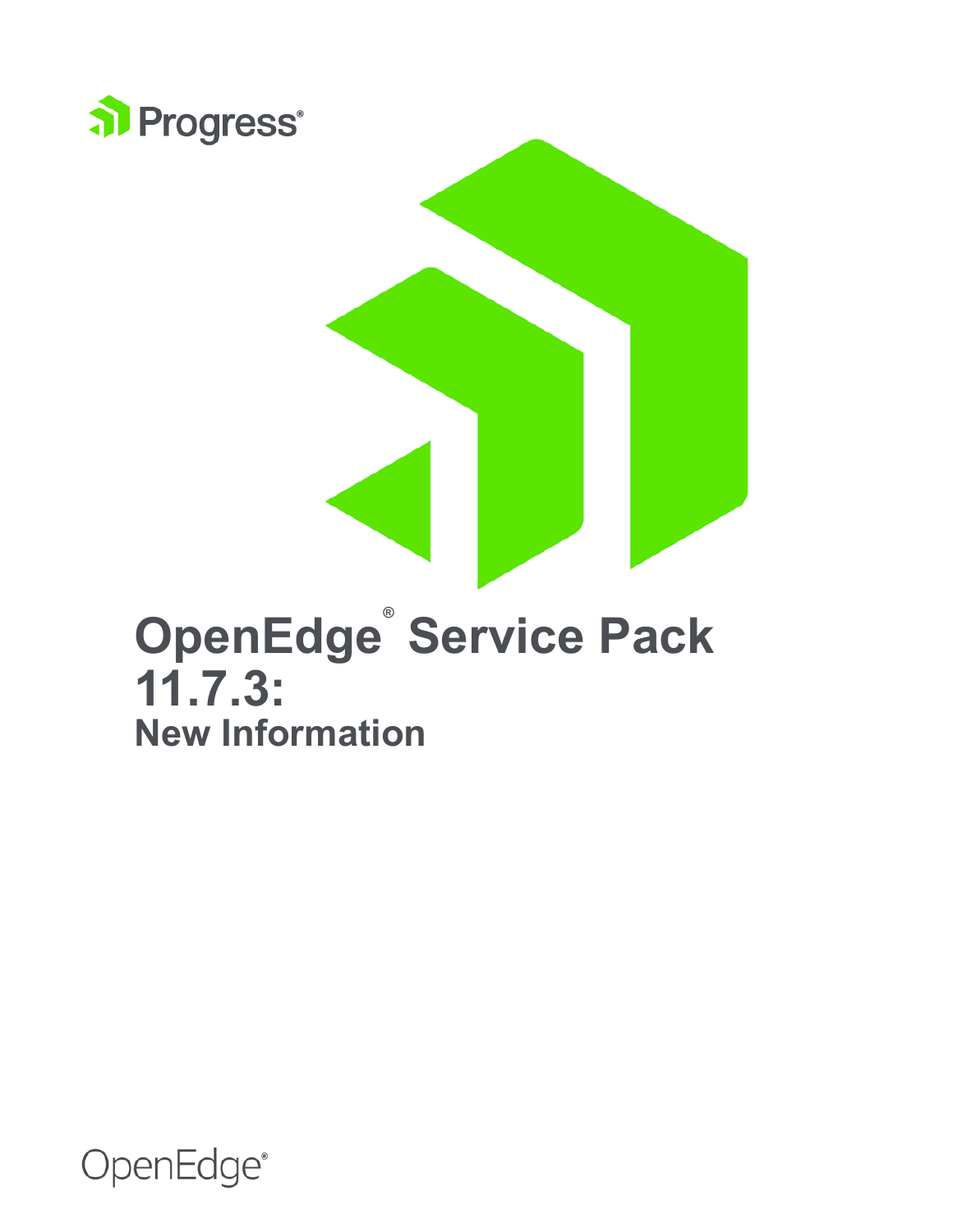Progress®

# OpenEdge® Service Pack 11.7.3:

## New Information

OpenEdge®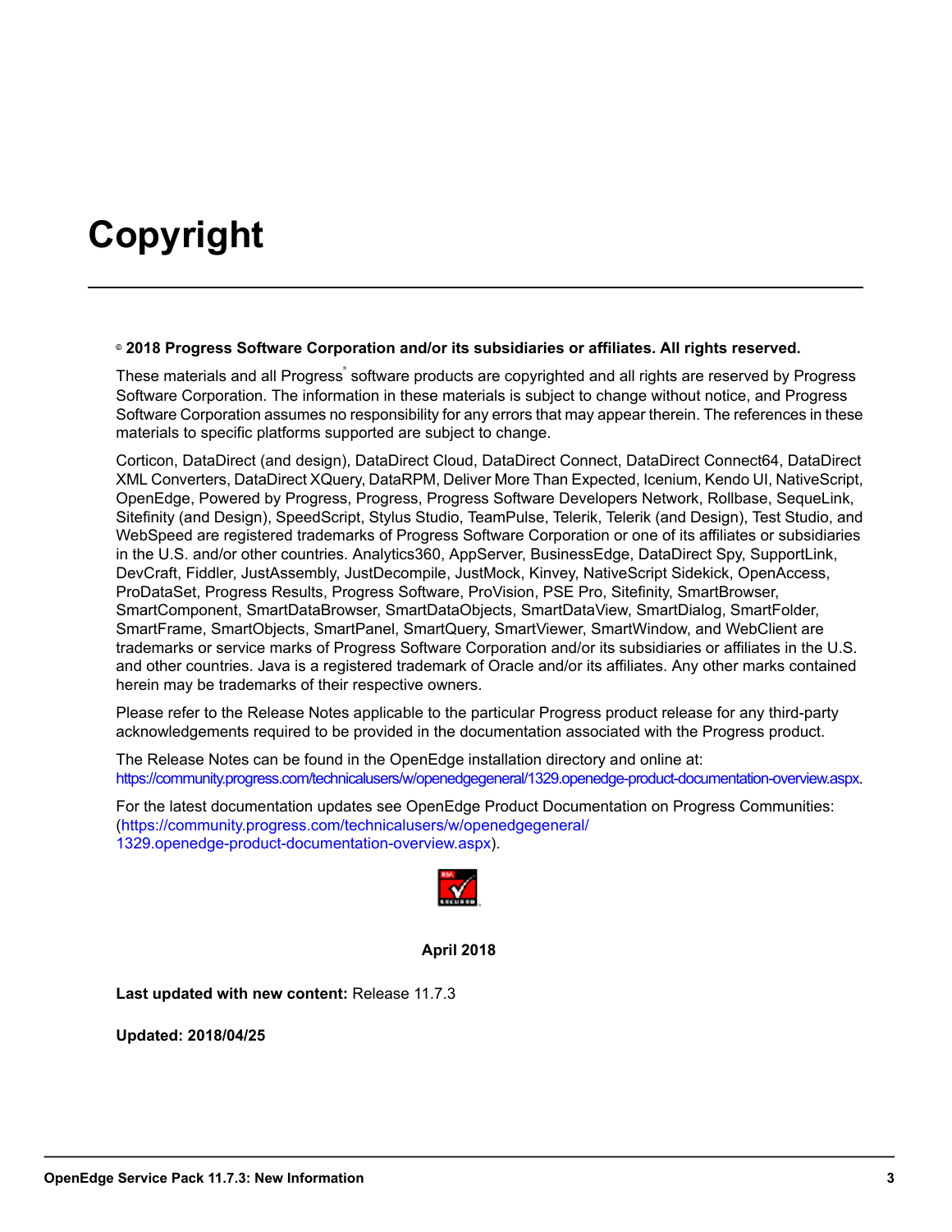# Copyright

**© 2018 Progress Software Corporation and/or its subsidiaries or affiliates. All rights reserved.**

These materials and all Progress® software products are copyrighted and all rights are reserved by Progress Software Corporation. The information in these materials is subject to change without notice, and Progress Software Corporation assumes no responsibility for any errors that may appear therein. The references in these materials to specific platforms supported are subject to change.

Corticon, DataDirect (and design), DataDirect Cloud, DataDirect Connect, DataDirect Connect64, DataDirect XML Converters, DataDirect XQuery, DataRPM, Deliver More Than Expected, Icenium, Kendo UI, NativeScript, OpenEdge, Powered by Progress, Progress, Progress Software Developers Network, Rollbase, SequeLink, Sitefinity (and Design), SpeedScript, Stylus Studio, TeamPulse, Telerik, Telerik (and Design), Test Studio, and WebSpeed are registered trademarks of Progress Software Corporation or one of its affiliates or subsidiaries in the U.S. and/or other countries. Analytics360, AppServer, BusinessEdge, DataDirect Spy, SupportLink, DevCraft, Fiddler, JustAssembly, JustDecompile, JustMock, Kinvey, NativeScript Sidekick, OpenAccess, ProDataSet, Progress Results, Progress Software, ProVision, PSE Pro, Sitefinity, SmartBrowser, SmartComponent, SmartDataBrowser, SmartDataObjects, SmartDataView, SmartDialog, SmartFolder, SmartFrame, SmartObjects, SmartPanel, SmartQuery, SmartViewer, SmartWindow, and WebClient are trademarks or service marks of Progress Software Corporation and/or its subsidiaries or affiliates in the U.S. and other countries. Java is a registered trademark of Oracle and/or its affiliates. Any other marks contained herein may be trademarks of their respective owners.

Please refer to the Release Notes applicable to the particular Progress product release for any third-party acknowledgements required to be provided in the documentation associated with the Progress product.

The Release Notes can be found in the OpenEdge installation directory and online at: https://community.progress.com/technicalusers/w/openedgegeneral/1329.openedge-product-documentation-overview.aspx.

For the latest documentation updates see OpenEdge Product Documentation on Progress Communities: (https://community.progress.com/technicalusers/w/openedgegeneral/1329.openedge-product-documentation-overview.aspx).

**April 2018**

**Last updated with new content:** Release 11.7.3

**Updated: 2018/04/25**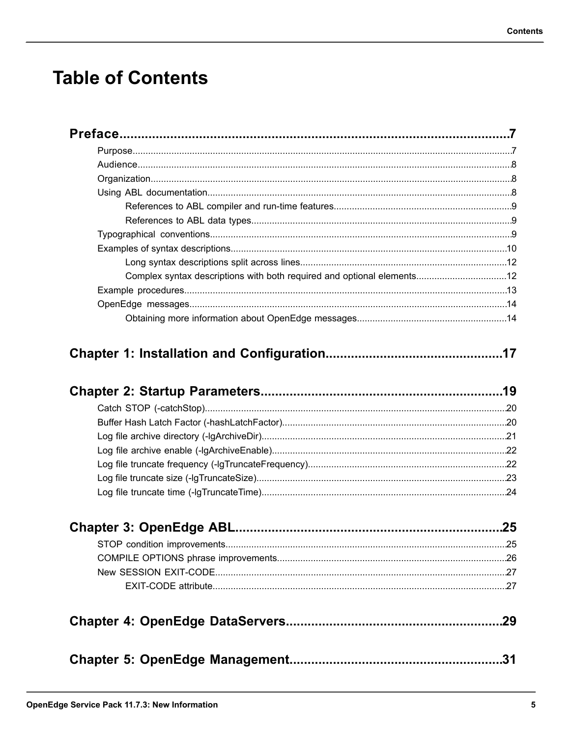# Table of Contents

**Preface** .......... 7

- Purpose .......... 7
- Audience .......... 8
- Organization .......... 8
- Using ABL documentation .......... 8
  - References to ABL compiler and run-time features .......... 9
  - References to ABL data types .......... 9
- Typographical conventions .......... 9
- Examples of syntax descriptions .......... 10
  - Long syntax descriptions split across lines .......... 12
  - Complex syntax descriptions with both required and optional elements .......... 12
- Example procedures .......... 13
- OpenEdge messages .......... 14
  - Obtaining more information about OpenEdge messages .......... 14

**Chapter 1: Installation and Configuration** .......... 17

**Chapter 2: Startup Parameters** .......... 19

- Catch STOP (-catchStop) .......... 20
- Buffer Hash Latch Factor (-hashLatchFactor) .......... 20
- Log file archive directory (-lgArchiveDir) .......... 21
- Log file archive enable (-lgArchiveEnable) .......... 22
- Log file truncate frequency (-lgTruncateFrequency) .......... 22
- Log file truncate size (-lgTruncateSize) .......... 23
- Log file truncate time (-lgTruncateTime) .......... 24

**Chapter 3: OpenEdge ABL** .......... 25

- STOP condition improvements .......... 25
- COMPILE OPTIONS phrase improvements .......... 26
- New SESSION EXIT-CODE .......... 27
  - EXIT-CODE attribute .......... 27

**Chapter 4: OpenEdge DataServers** .......... 29

**Chapter 5: OpenEdge Management** .......... 31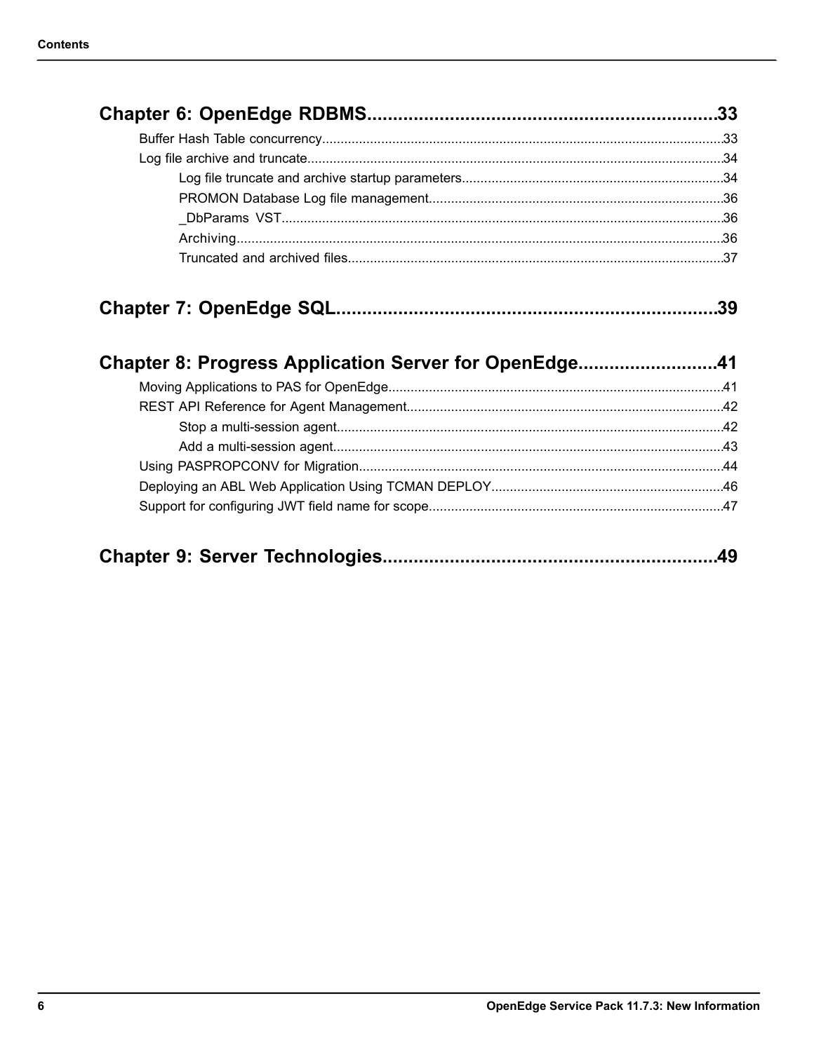## Chapter 6: OpenEdge RDBMS....................................................................33

- Buffer Hash Table concurrency............................................................................................................33
- Log file archive and truncate................................................................................................................34
  - Log file truncate and archive startup parameters......................................................................34
  - PROMON Database Log file management...............................................................................36
  - _DbParams VST.......................................................................................................................36
  - Archiving...................................................................................................................................36
  - Truncated and archived files.....................................................................................................37

## Chapter 7: OpenEdge SQL..........................................................................39

## Chapter 8: Progress Application Server for OpenEdge...........................41

- Moving Applications to PAS for OpenEdge..........................................................................................41
- REST API Reference for Agent Management.....................................................................................42
  - Stop a multi-session agent........................................................................................................42
  - Add a multi-session agent.........................................................................................................43
- Using PASPROPCONV for Migration..................................................................................................44
- Deploying an ABL Web Application Using TCMAN DEPLOY...............................................................46
- Support for configuring JWT field name for scope...............................................................................47

## Chapter 9: Server Technologies................................................................49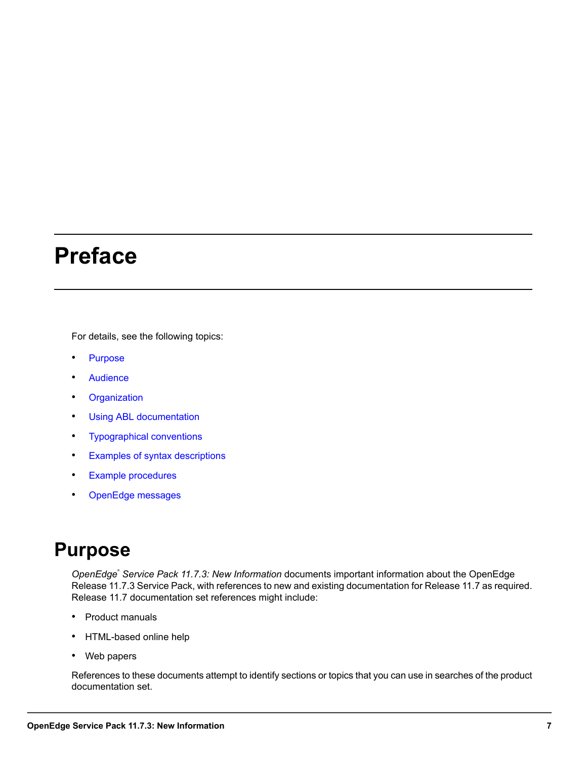# Preface

For details, see the following topics:

- Purpose
- Audience
- Organization
- Using ABL documentation
- Typographical conventions
- Examples of syntax descriptions
- Example procedures
- OpenEdge messages

## Purpose

*OpenEdge® Service Pack 11.7.3: New Information* documents important information about the OpenEdge Release 11.7.3 Service Pack, with references to new and existing documentation for Release 11.7 as required. Release 11.7 documentation set references might include:

- Product manuals
- HTML-based online help
- Web papers

References to these documents attempt to identify sections or topics that you can use in searches of the product documentation set.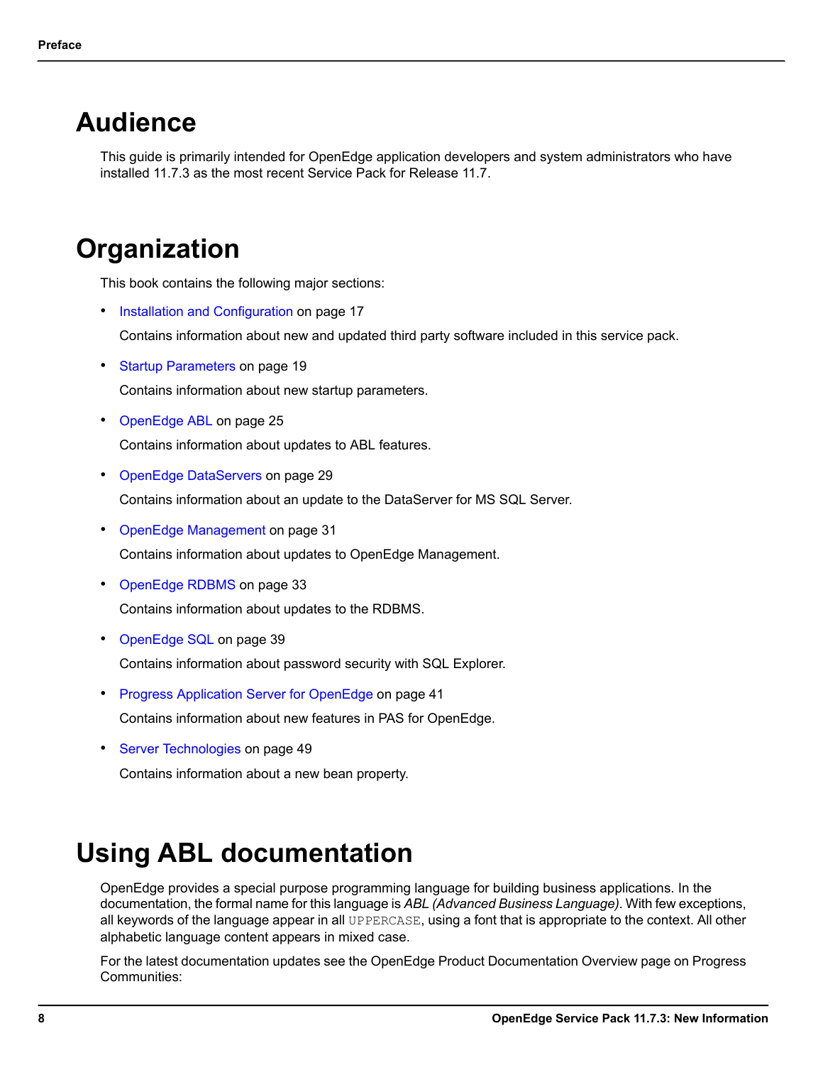# Audience

This guide is primarily intended for OpenEdge application developers and system administrators who have installed 11.7.3 as the most recent Service Pack for Release 11.7.

# Organization

This book contains the following major sections:

- Installation and Configuration on page 17

  Contains information about new and updated third party software included in this service pack.

- Startup Parameters on page 19

  Contains information about new startup parameters.

- OpenEdge ABL on page 25

  Contains information about updates to ABL features.

- OpenEdge DataServers on page 29

  Contains information about an update to the DataServer for MS SQL Server.

- OpenEdge Management on page 31

  Contains information about updates to OpenEdge Management.

- OpenEdge RDBMS on page 33

  Contains information about updates to the RDBMS.

- OpenEdge SQL on page 39

  Contains information about password security with SQL Explorer.

- Progress Application Server for OpenEdge on page 41

  Contains information about new features in PAS for OpenEdge.

- Server Technologies on page 49

  Contains information about a new bean property.

# Using ABL documentation

OpenEdge provides a special purpose programming language for building business applications. In the documentation, the formal name for this language is *ABL (Advanced Business Language)*. With few exceptions, all keywords of the language appear in all `UPPERCASE`, using a font that is appropriate to the context. All other alphabetic language content appears in mixed case.

For the latest documentation updates see the OpenEdge Product Documentation Overview page on Progress Communities: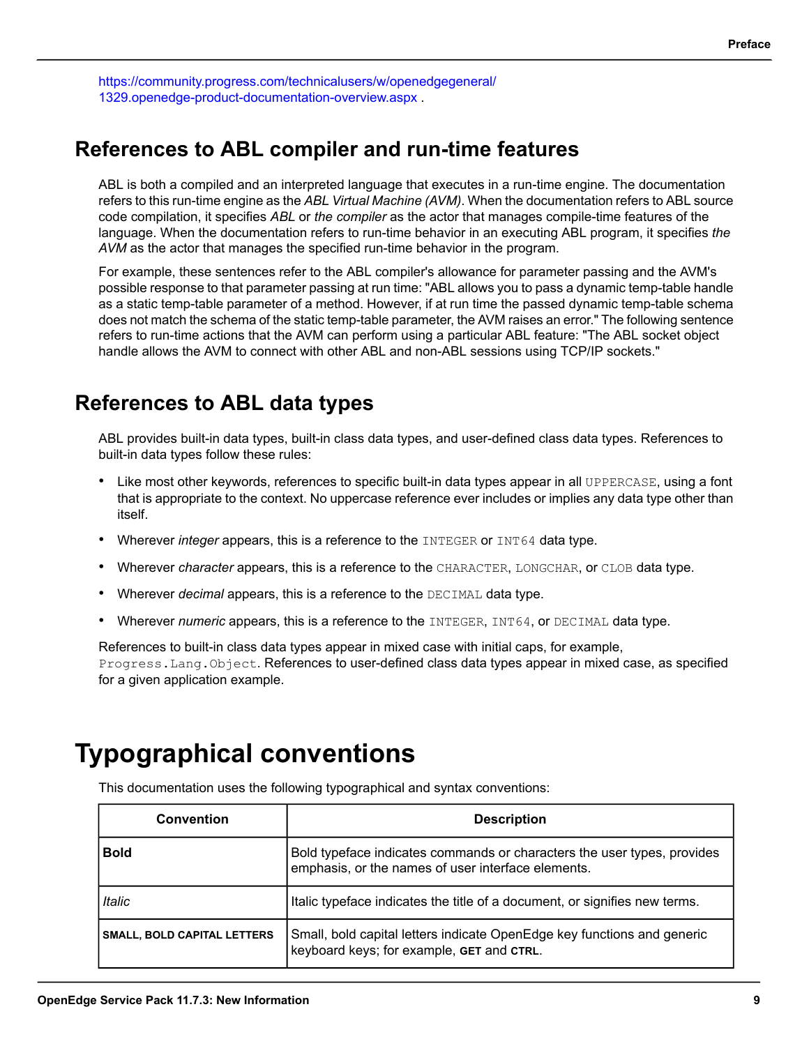https://community.progress.com/technicalusers/w/openedgegeneral/1329.openedge-product-documentation-overview.aspx .

## References to ABL compiler and run-time features

ABL is both a compiled and an interpreted language that executes in a run-time engine. The documentation refers to this run-time engine as the *ABL Virtual Machine (AVM)*. When the documentation refers to ABL source code compilation, it specifies *ABL* or *the compiler* as the actor that manages compile-time features of the language. When the documentation refers to run-time behavior in an executing ABL program, it specifies *the AVM* as the actor that manages the specified run-time behavior in the program.

For example, these sentences refer to the ABL compiler's allowance for parameter passing and the AVM's possible response to that parameter passing at run time: "ABL allows you to pass a dynamic temp-table handle as a static temp-table parameter of a method. However, if at run time the passed dynamic temp-table schema does not match the schema of the static temp-table parameter, the AVM raises an error." The following sentence refers to run-time actions that the AVM can perform using a particular ABL feature: "The ABL socket object handle allows the AVM to connect with other ABL and non-ABL sessions using TCP/IP sockets."

## References to ABL data types

ABL provides built-in data types, built-in class data types, and user-defined class data types. References to built-in data types follow these rules:

- Like most other keywords, references to specific built-in data types appear in all `UPPERCASE`, using a font that is appropriate to the context. No uppercase reference ever includes or implies any data type other than itself.
- Wherever *integer* appears, this is a reference to the `INTEGER` or `INT64` data type.
- Wherever *character* appears, this is a reference to the `CHARACTER`, `LONGCHAR`, or `CLOB` data type.
- Wherever *decimal* appears, this is a reference to the `DECIMAL` data type.
- Wherever *numeric* appears, this is a reference to the `INTEGER`, `INT64`, or `DECIMAL` data type.

References to built-in class data types appear in mixed case with initial caps, for example, `Progress.Lang.Object`. References to user-defined class data types appear in mixed case, as specified for a given application example.

# Typographical conventions

This documentation uses the following typographical and syntax conventions:

| Convention | Description |
|---|---|
| **Bold** | Bold typeface indicates commands or characters the user types, provides emphasis, or the names of user interface elements. |
| *Italic* | Italic typeface indicates the title of a document, or signifies new terms. |
| **SMALL, BOLD CAPITAL LETTERS** | Small, bold capital letters indicate OpenEdge key functions and generic keyboard keys; for example, **GET** and **CTRL**. |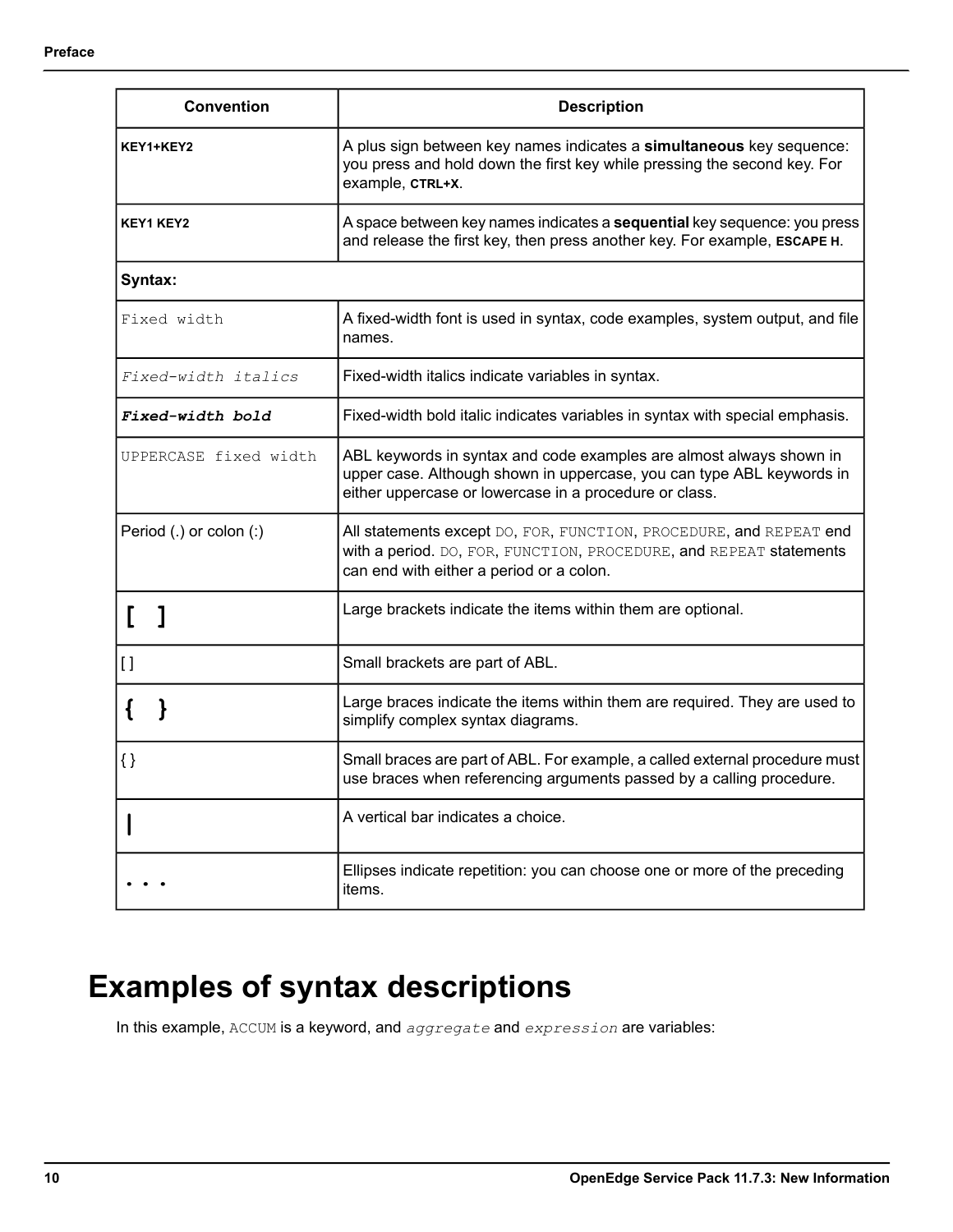| Convention | Description |
|---|---|
| **KEY1+KEY2** | A plus sign between key names indicates a **simultaneous** key sequence: you press and hold down the first key while pressing the second key. For example, **CTRL+X**. |
| **KEY1 KEY2** | A space between key names indicates a **sequential** key sequence: you press and release the first key, then press another key. For example, **ESCAPE H**. |
| **Syntax:** | |
| `Fixed width` | A fixed-width font is used in syntax, code examples, system output, and file names. |
| *`Fixed-width italics`* | Fixed-width italics indicate variables in syntax. |
| ***`Fixed-width bold`*** | Fixed-width bold italic indicates variables in syntax with special emphasis. |
| `UPPERCASE fixed width` | ABL keywords in syntax and code examples are almost always shown in upper case. Although shown in uppercase, you can type ABL keywords in either uppercase or lowercase in a procedure or class. |
| Period (.) or colon (:) | All statements except `DO`, `FOR`, `FUNCTION`, `PROCEDURE`, and `REPEAT` end with a period. `DO`, `FOR`, `FUNCTION`, `PROCEDURE`, and `REPEAT` statements can end with either a period or a colon. |
| **[ ]** | Large brackets indicate the items within them are optional. |
| [ ] | Small brackets are part of ABL. |
| **{ }** | Large braces indicate the items within them are required. They are used to simplify complex syntax diagrams. |
| { } | Small braces are part of ABL. For example, a called external procedure must use braces when referencing arguments passed by a calling procedure. |
| **\|** | A vertical bar indicates a choice. |
| **. . .** | Ellipses indicate repetition: you can choose one or more of the preceding items. |

# Examples of syntax descriptions

In this example, `ACCUM` is a keyword, and *`aggregate`* and *`expression`* are variables: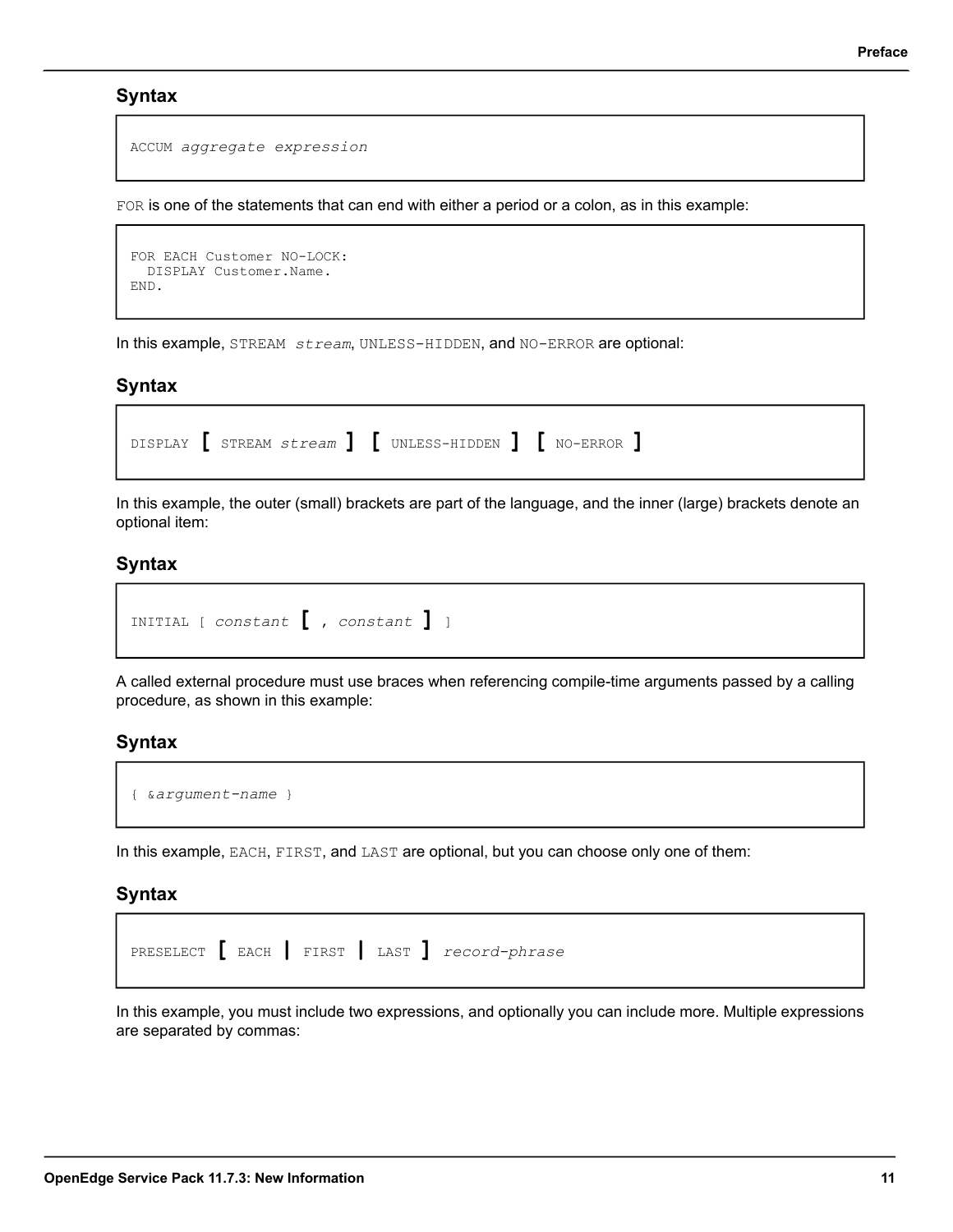### Syntax

```
ACCUM aggregate expression
```

FOR is one of the statements that can end with either a period or a colon, as in this example:

```
FOR EACH Customer NO-LOCK:
  DISPLAY Customer.Name.
END.
```

In this example, STREAM *stream*, UNLESS-HIDDEN, and NO-ERROR are optional:

### Syntax

```
DISPLAY [ STREAM stream ] [ UNLESS-HIDDEN ] [ NO-ERROR ]
```

In this example, the outer (small) brackets are part of the language, and the inner (large) brackets denote an optional item:

### Syntax

```
INITIAL [ constant [ , constant ] ]
```

A called external procedure must use braces when referencing compile-time arguments passed by a calling procedure, as shown in this example:

### Syntax

```
{ &argument-name }
```

In this example, EACH, FIRST, and LAST are optional, but you can choose only one of them:

### Syntax

```
PRESELECT [ EACH | FIRST | LAST ] record-phrase
```

In this example, you must include two expressions, and optionally you can include more. Multiple expressions are separated by commas: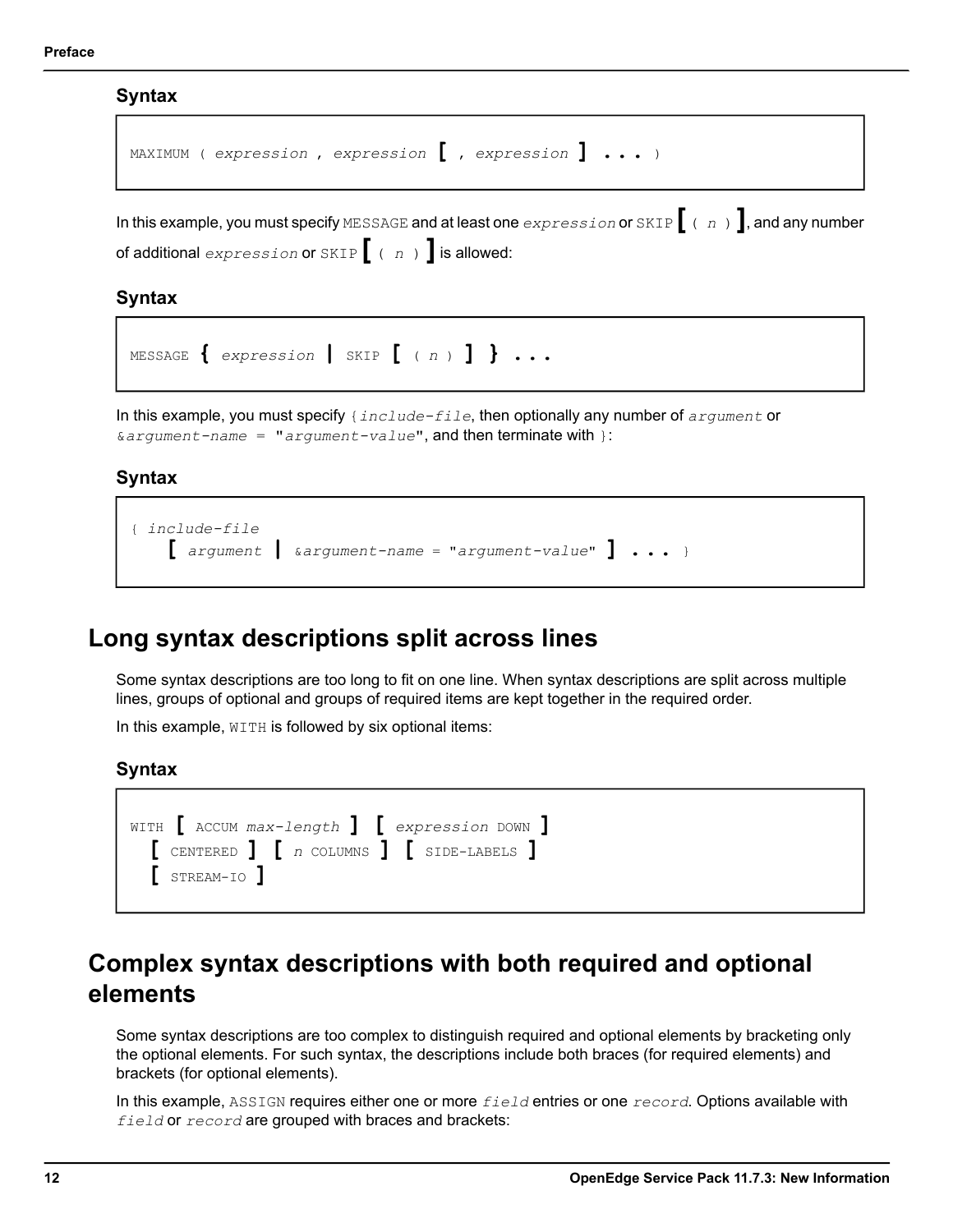**Syntax**

```
MAXIMUM ( expression , expression [ , expression ] ... )
```

In this example, you must specify `MESSAGE` and at least one *expression* or `SKIP [ ( n ) ]`, and any number of additional *expression* or `SKIP [ ( n ) ]` is allowed:

**Syntax**

```
MESSAGE { expression | SKIP [ ( n ) ] } ...
```

In this example, you must specify `{include-file`, then optionally any number of *argument* or `&argument-name = "argument-value"`, and then terminate with `}`:

**Syntax**

```
{ include-file
    [ argument | &argument-name = "argument-value" ] ... }
```

## Long syntax descriptions split across lines

Some syntax descriptions are too long to fit on one line. When syntax descriptions are split across multiple lines, groups of optional and groups of required items are kept together in the required order.

In this example, `WITH` is followed by six optional items:

**Syntax**

```
WITH [ ACCUM max-length ] [ expression DOWN ]
  [ CENTERED ] [ n COLUMNS ] [ SIDE-LABELS ]
  [ STREAM-IO ]
```

## Complex syntax descriptions with both required and optional elements

Some syntax descriptions are too complex to distinguish required and optional elements by bracketing only the optional elements. For such syntax, the descriptions include both braces (for required elements) and brackets (for optional elements).

In this example, `ASSIGN` requires either one or more *field* entries or one *record*. Options available with *field* or *record* are grouped with braces and brackets: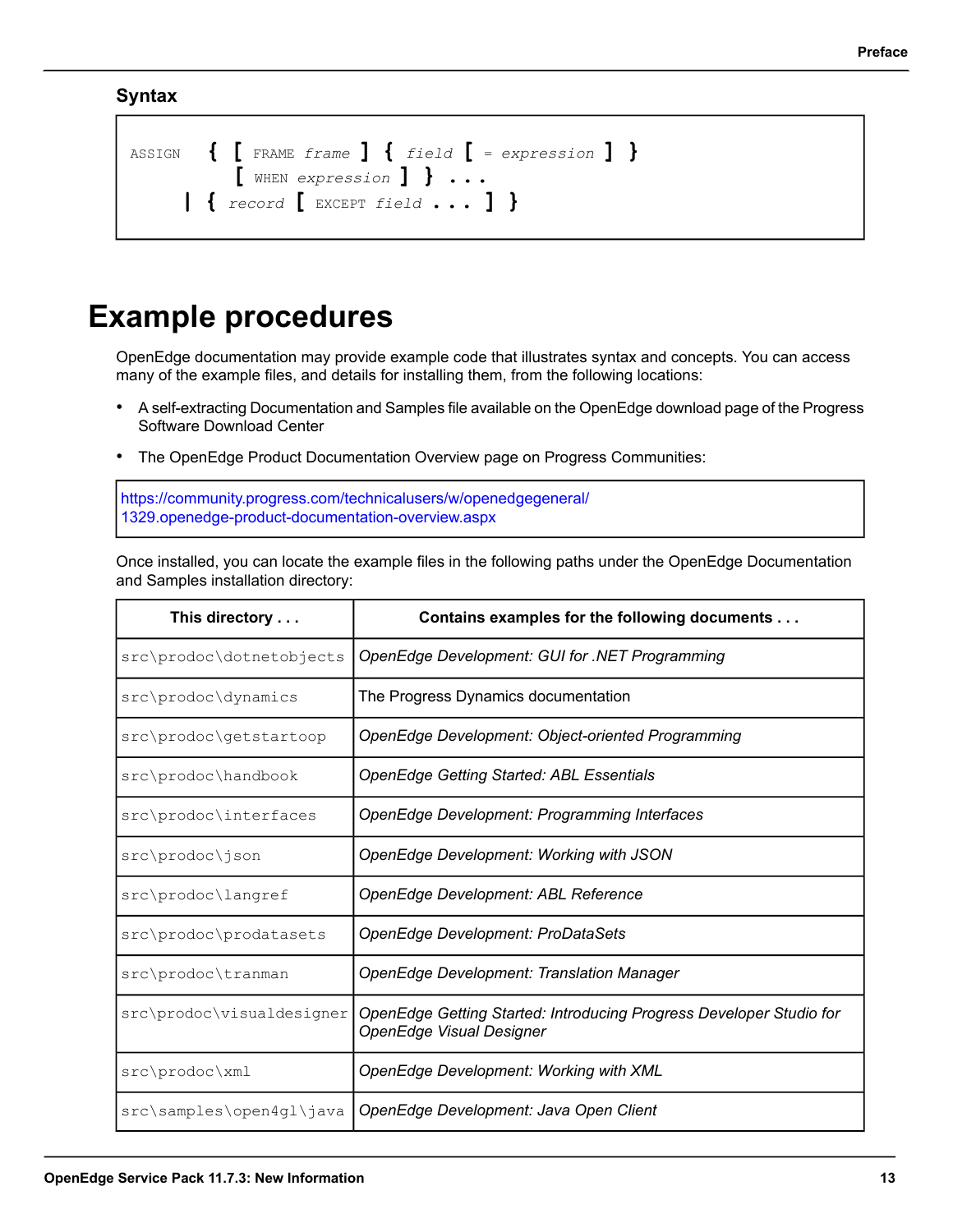### Syntax

```
ASSIGN   { [ FRAME frame ] { field [ = expression ] }
           [ WHEN expression ] } . . .
       | { record [ EXCEPT field . . . ] }
```

# Example procedures

OpenEdge documentation may provide example code that illustrates syntax and concepts. You can access many of the example files, and details for installing them, from the following locations:

- A self-extracting Documentation and Samples file available on the OpenEdge download page of the Progress Software Download Center
- The OpenEdge Product Documentation Overview page on Progress Communities:

https://community.progress.com/technicalusers/w/openedgegeneral/1329.openedge-product-documentation-overview.aspx

Once installed, you can locate the example files in the following paths under the OpenEdge Documentation and Samples installation directory:

| This directory . . . | Contains examples for the following documents . . . |
|---|---|
| `src\prodoc\dotnetobjects` | *OpenEdge Development: GUI for .NET Programming* |
| `src\prodoc\dynamics` | The Progress Dynamics documentation |
| `src\prodoc\getstartoop` | *OpenEdge Development: Object-oriented Programming* |
| `src\prodoc\handbook` | *OpenEdge Getting Started: ABL Essentials* |
| `src\prodoc\interfaces` | *OpenEdge Development: Programming Interfaces* |
| `src\prodoc\json` | *OpenEdge Development: Working with JSON* |
| `src\prodoc\langref` | *OpenEdge Development: ABL Reference* |
| `src\prodoc\prodatasets` | *OpenEdge Development: ProDataSets* |
| `src\prodoc\tranman` | *OpenEdge Development: Translation Manager* |
| `src\prodoc\visualdesigner` | *OpenEdge Getting Started: Introducing Progress Developer Studio for OpenEdge Visual Designer* |
| `src\prodoc\xml` | *OpenEdge Development: Working with XML* |
| `src\samples\open4gl\java` | *OpenEdge Development: Java Open Client* |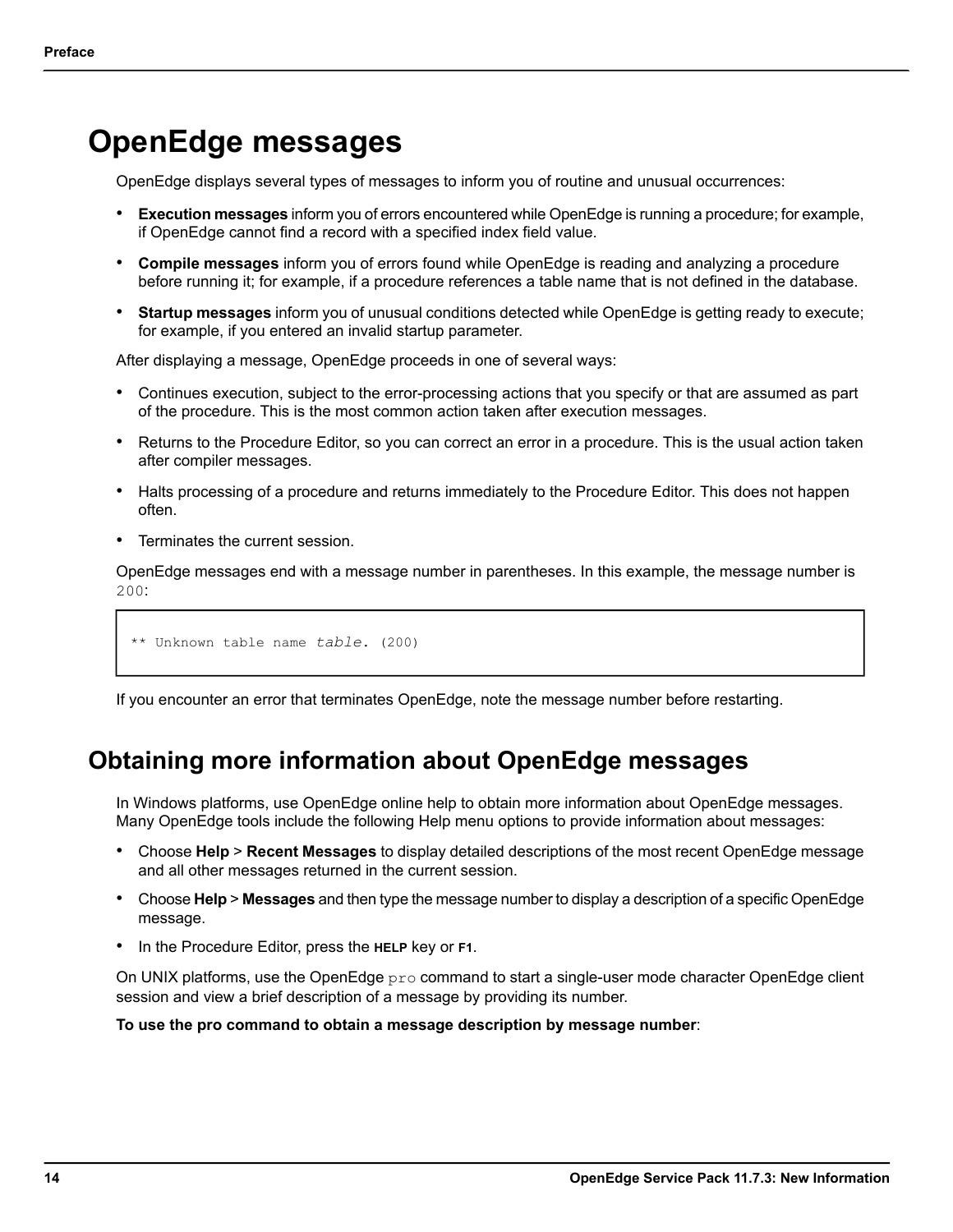# OpenEdge messages

OpenEdge displays several types of messages to inform you of routine and unusual occurrences:

- **Execution messages** inform you of errors encountered while OpenEdge is running a procedure; for example, if OpenEdge cannot find a record with a specified index field value.
- **Compile messages** inform you of errors found while OpenEdge is reading and analyzing a procedure before running it; for example, if a procedure references a table name that is not defined in the database.
- **Startup messages** inform you of unusual conditions detected while OpenEdge is getting ready to execute; for example, if you entered an invalid startup parameter.

After displaying a message, OpenEdge proceeds in one of several ways:

- Continues execution, subject to the error-processing actions that you specify or that are assumed as part of the procedure. This is the most common action taken after execution messages.
- Returns to the Procedure Editor, so you can correct an error in a procedure. This is the usual action taken after compiler messages.
- Halts processing of a procedure and returns immediately to the Procedure Editor. This does not happen often.
- Terminates the current session.

OpenEdge messages end with a message number in parentheses. In this example, the message number is `200`:

```
** Unknown table name table. (200)
```

If you encounter an error that terminates OpenEdge, note the message number before restarting.

## Obtaining more information about OpenEdge messages

In Windows platforms, use OpenEdge online help to obtain more information about OpenEdge messages. Many OpenEdge tools include the following Help menu options to provide information about messages:

- Choose **Help** > **Recent Messages** to display detailed descriptions of the most recent OpenEdge message and all other messages returned in the current session.
- Choose **Help** > **Messages** and then type the message number to display a description of a specific OpenEdge message.
- In the Procedure Editor, press the **HELP** key or **F1**.

On UNIX platforms, use the OpenEdge `pro` command to start a single-user mode character OpenEdge client session and view a brief description of a message by providing its number.

**To use the pro command to obtain a message description by message number**: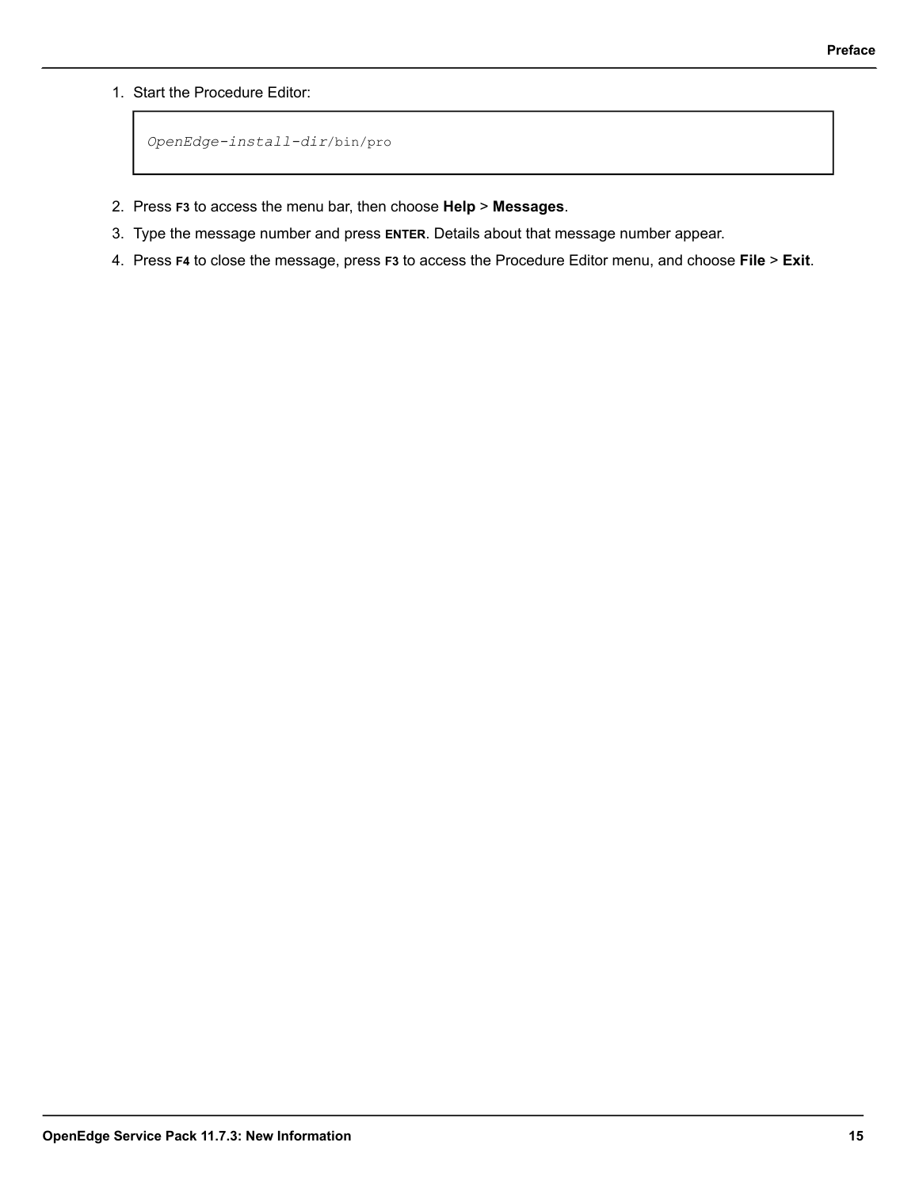1. Start the Procedure Editor:

```
OpenEdge-install-dir/bin/pro
```

2. Press **F3** to access the menu bar, then choose **Help** > **Messages**.
3. Type the message number and press **ENTER**. Details about that message number appear.
4. Press **F4** to close the message, press **F3** to access the Procedure Editor menu, and choose **File** > **Exit**.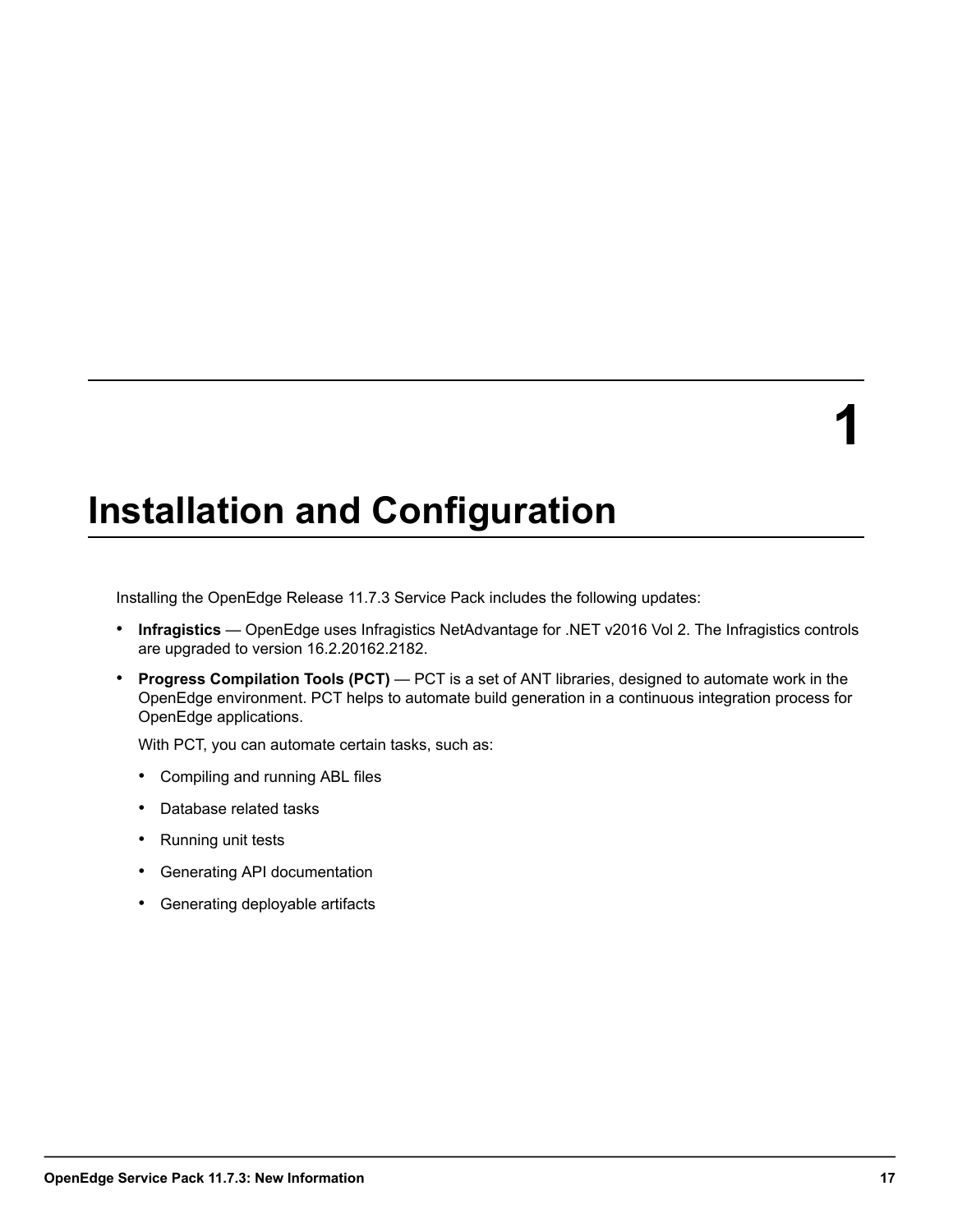# 1 Installation and Configuration

Installing the OpenEdge Release 11.7.3 Service Pack includes the following updates:

- **Infragistics** — OpenEdge uses Infragistics NetAdvantage for .NET v2016 Vol 2. The Infragistics controls are upgraded to version 16.2.20162.2182.
- **Progress Compilation Tools (PCT)** — PCT is a set of ANT libraries, designed to automate work in the OpenEdge environment. PCT helps to automate build generation in a continuous integration process for OpenEdge applications.

  With PCT, you can automate certain tasks, such as:

  - Compiling and running ABL files
  - Database related tasks
  - Running unit tests
  - Generating API documentation
  - Generating deployable artifacts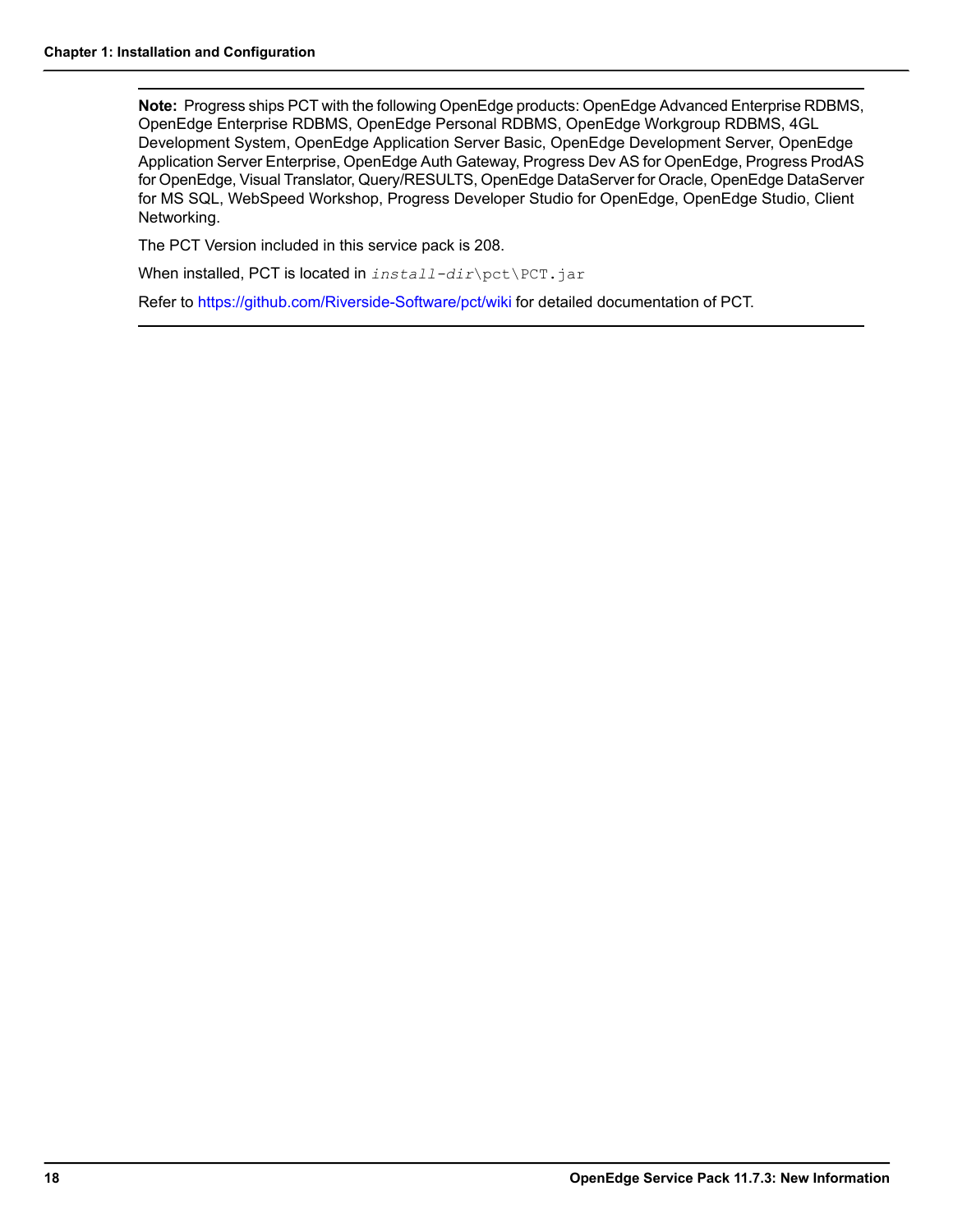**Note:** Progress ships PCT with the following OpenEdge products: OpenEdge Advanced Enterprise RDBMS, OpenEdge Enterprise RDBMS, OpenEdge Personal RDBMS, OpenEdge Workgroup RDBMS, 4GL Development System, OpenEdge Application Server Basic, OpenEdge Development Server, OpenEdge Application Server Enterprise, OpenEdge Auth Gateway, Progress Dev AS for OpenEdge, Progress ProdAS for OpenEdge, Visual Translator, Query/RESULTS, OpenEdge DataServer for Oracle, OpenEdge DataServer for MS SQL, WebSpeed Workshop, Progress Developer Studio for OpenEdge, OpenEdge Studio, Client Networking.

The PCT Version included in this service pack is 208.

When installed, PCT is located in `install-dir\pct\PCT.jar`

Refer to https://github.com/Riverside-Software/pct/wiki for detailed documentation of PCT.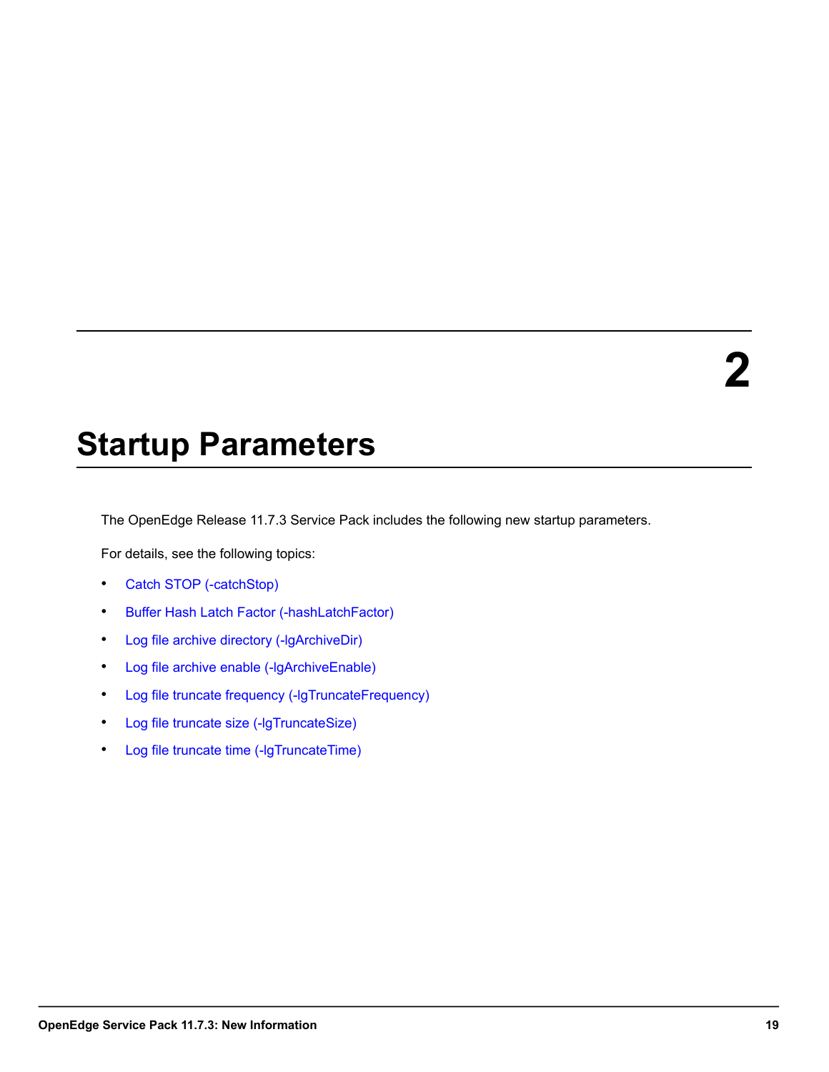# 2

# Startup Parameters

The OpenEdge Release 11.7.3 Service Pack includes the following new startup parameters.

For details, see the following topics:

- Catch STOP (-catchStop)
- Buffer Hash Latch Factor (-hashLatchFactor)
- Log file archive directory (-lgArchiveDir)
- Log file archive enable (-lgArchiveEnable)
- Log file truncate frequency (-lgTruncateFrequency)
- Log file truncate size (-lgTruncateSize)
- Log file truncate time (-lgTruncateTime)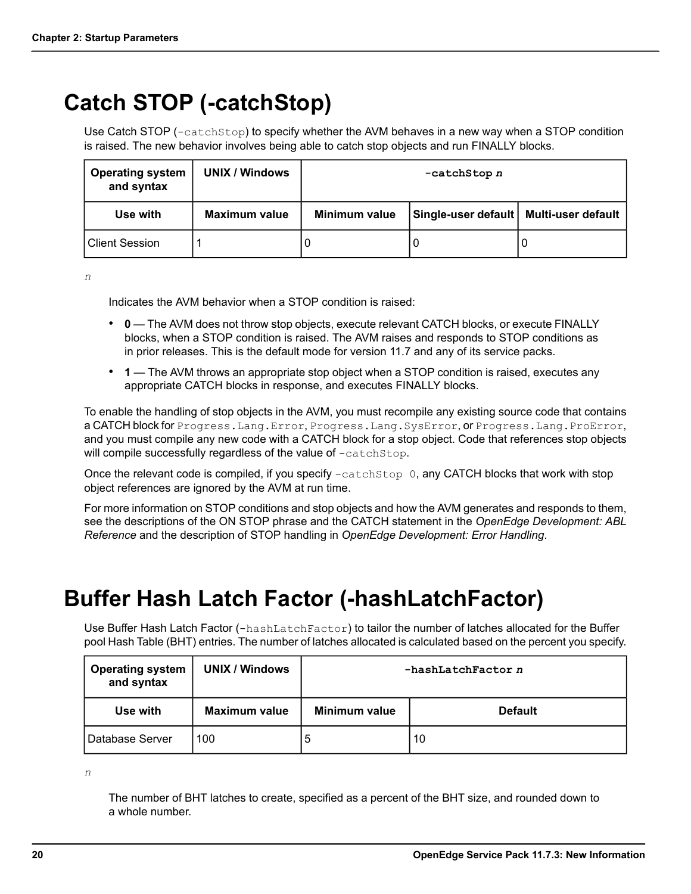# Catch STOP (-catchStop)

Use Catch STOP (`-catchStop`) to specify whether the AVM behaves in a new way when a STOP condition is raised. The new behavior involves being able to catch stop objects and run FINALLY blocks.

| Operating system and syntax | UNIX / Windows | **-catchStop *n*** | | |
|---|---|---|---|---|
| **Use with** | **Maximum value** | **Minimum value** | **Single-user default** | **Multi-user default** |
| Client Session | 1 | 0 | 0 | 0 |

*n*

Indicates the AVM behavior when a STOP condition is raised:

- **0** — The AVM does not throw stop objects, execute relevant CATCH blocks, or execute FINALLY blocks, when a STOP condition is raised. The AVM raises and responds to STOP conditions as in prior releases. This is the default mode for version 11.7 and any of its service packs.
- **1** — The AVM throws an appropriate stop object when a STOP condition is raised, executes any appropriate CATCH blocks in response, and executes FINALLY blocks.

To enable the handling of stop objects in the AVM, you must recompile any existing source code that contains a CATCH block for `Progress.Lang.Error`, `Progress.Lang.SysError`, or `Progress.Lang.ProError`, and you must compile any new code with a CATCH block for a stop object. Code that references stop objects will compile successfully regardless of the value of `-catchStop`.

Once the relevant code is compiled, if you specify `-catchStop 0`, any CATCH blocks that work with stop object references are ignored by the AVM at run time.

For more information on STOP conditions and stop objects and how the AVM generates and responds to them, see the descriptions of the ON STOP phrase and the CATCH statement in the *OpenEdge Development: ABL Reference* and the description of STOP handling in *OpenEdge Development: Error Handling*.

# Buffer Hash Latch Factor (-hashLatchFactor)

Use Buffer Hash Latch Factor (`-hashLatchFactor`) to tailor the number of latches allocated for the Buffer pool Hash Table (BHT) entries. The number of latches allocated is calculated based on the percent you specify.

| Operating system and syntax | UNIX / Windows | **-hashLatchFactor *n*** | |
|---|---|---|---|
| **Use with** | **Maximum value** | **Minimum value** | **Default** |
| Database Server | 100 | 5 | 10 |

*n*

The number of BHT latches to create, specified as a percent of the BHT size, and rounded down to a whole number.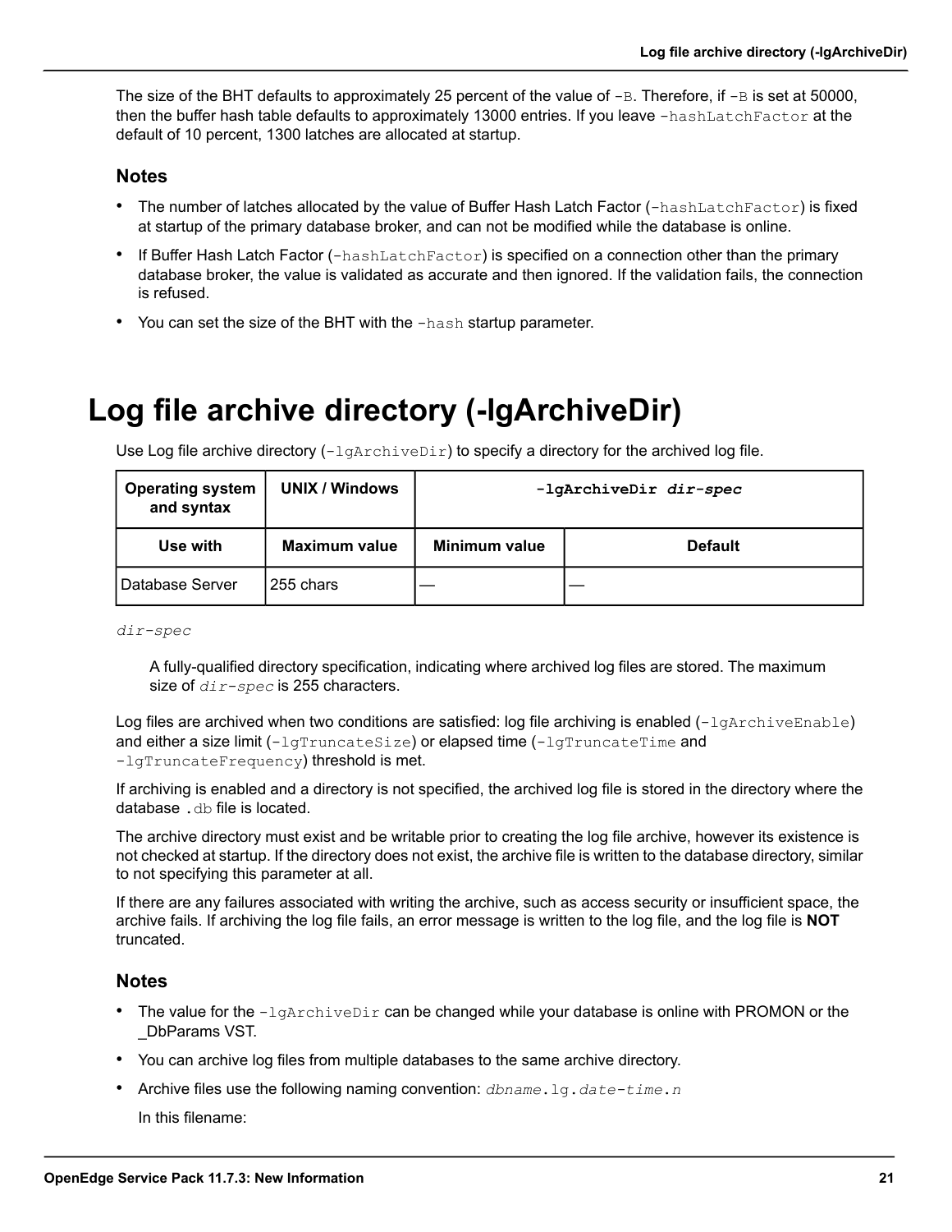The size of the BHT defaults to approximately 25 percent of the value of `-B`. Therefore, if `-B` is set at 50000, then the buffer hash table defaults to approximately 13000 entries. If you leave `-hashLatchFactor` at the default of 10 percent, 1300 latches are allocated at startup.

### Notes

- The number of latches allocated by the value of Buffer Hash Latch Factor (`-hashLatchFactor`) is fixed at startup of the primary database broker, and can not be modified while the database is online.
- If Buffer Hash Latch Factor (`-hashLatchFactor`) is specified on a connection other than the primary database broker, the value is validated as accurate and then ignored. If the validation fails, the connection is refused.
- You can set the size of the BHT with the `-hash` startup parameter.

# Log file archive directory (-lgArchiveDir)

Use Log file archive directory (`-lgArchiveDir`) to specify a directory for the archived log file.

| Operating system and syntax | UNIX / Windows | **-lgArchiveDir *dir-spec*** | |
|---|---|---|---|
| **Use with** | **Maximum value** | **Minimum value** | **Default** |
| Database Server | 255 chars | — | — |

*dir-spec*

A fully-qualified directory specification, indicating where archived log files are stored. The maximum size of *dir-spec* is 255 characters.

Log files are archived when two conditions are satisfied: log file archiving is enabled (`-lgArchiveEnable`) and either a size limit (`-lgTruncateSize`) or elapsed time (`-lgTruncateTime` and `-lgTruncateFrequency`) threshold is met.

If archiving is enabled and a directory is not specified, the archived log file is stored in the directory where the database `.db` file is located.

The archive directory must exist and be writable prior to creating the log file archive, however its existence is not checked at startup. If the directory does not exist, the archive file is written to the database directory, similar to not specifying this parameter at all.

If there are any failures associated with writing the archive, such as access security or insufficient space, the archive fails. If archiving the log file fails, an error message is written to the log file, and the log file is **NOT** truncated.

### Notes

- The value for the `-lgArchiveDir` can be changed while your database is online with PROMON or the _DbParams VST.
- You can archive log files from multiple databases to the same archive directory.
- Archive files use the following naming convention: *dbname*.lg.*date-time*.*n*

  In this filename: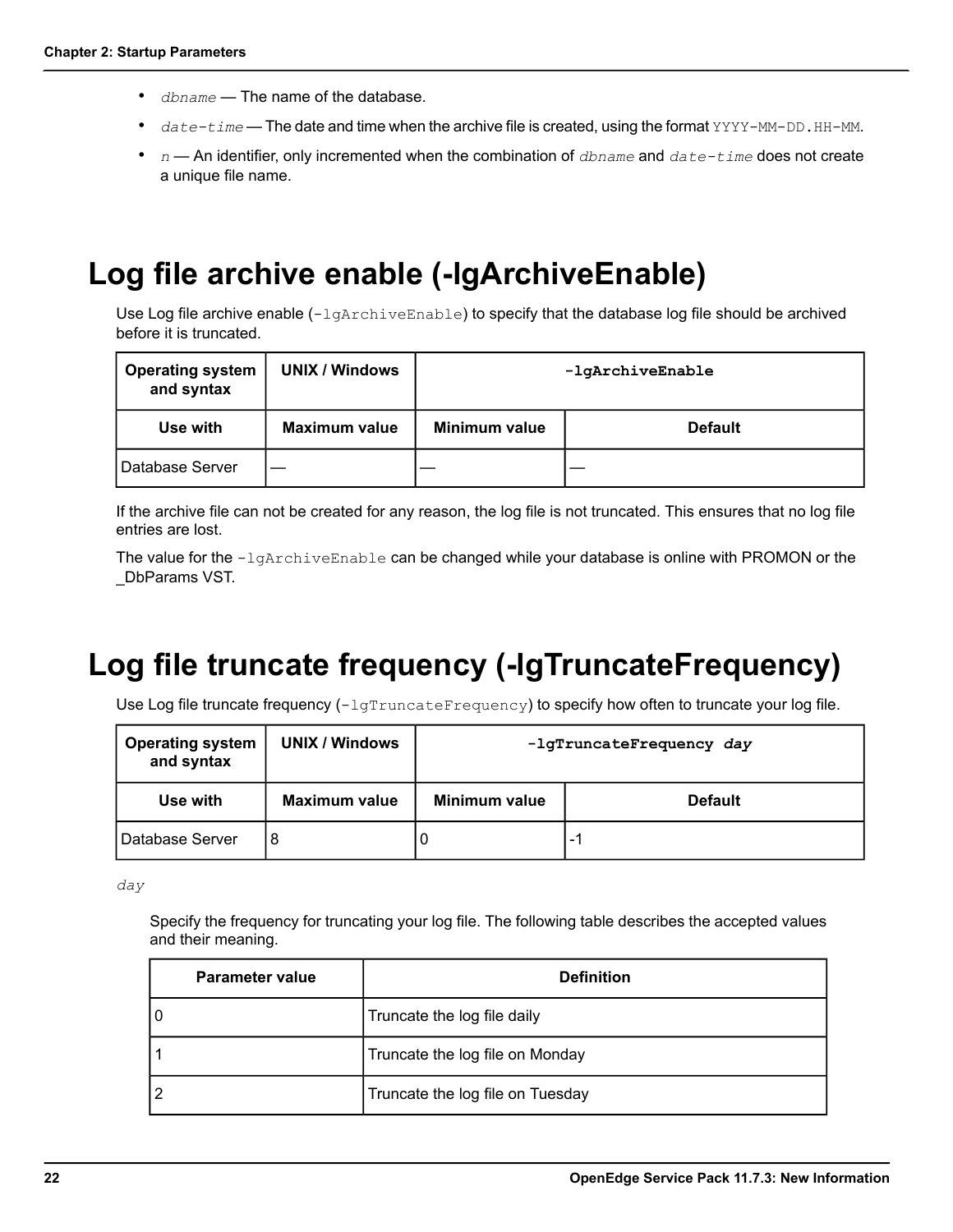- *dbname* — The name of the database.
- *date-time* — The date and time when the archive file is created, using the format `YYYY-MM-DD.HH-MM`.
- *n* — An identifier, only incremented when the combination of *dbname* and *date-time* does not create a unique file name.

# Log file archive enable (-lgArchiveEnable)

Use Log file archive enable (`-lgArchiveEnable`) to specify that the database log file should be archived before it is truncated.

| Operating system and syntax | UNIX / Windows | **`-lgArchiveEnable`** | |
|---|---|---|---|
| **Use with** | **Maximum value** | **Minimum value** | **Default** |
| Database Server | — | — | — |

If the archive file can not be created for any reason, the log file is not truncated. This ensures that no log file entries are lost.

The value for the `-lgArchiveEnable` can be changed while your database is online with PROMON or the _DbParams VST.

# Log file truncate frequency (-lgTruncateFrequency)

Use Log file truncate frequency (`-lgTruncateFrequency`) to specify how often to truncate your log file.

| Operating system and syntax | UNIX / Windows | **`-lgTruncateFrequency`** ***`day`*** | |
|---|---|---|---|
| **Use with** | **Maximum value** | **Minimum value** | **Default** |
| Database Server | 8 | 0 | -1 |

*`day`*

Specify the frequency for truncating your log file. The following table describes the accepted values and their meaning.

| Parameter value | Definition |
|---|---|
| 0 | Truncate the log file daily |
| 1 | Truncate the log file on Monday |
| 2 | Truncate the log file on Tuesday |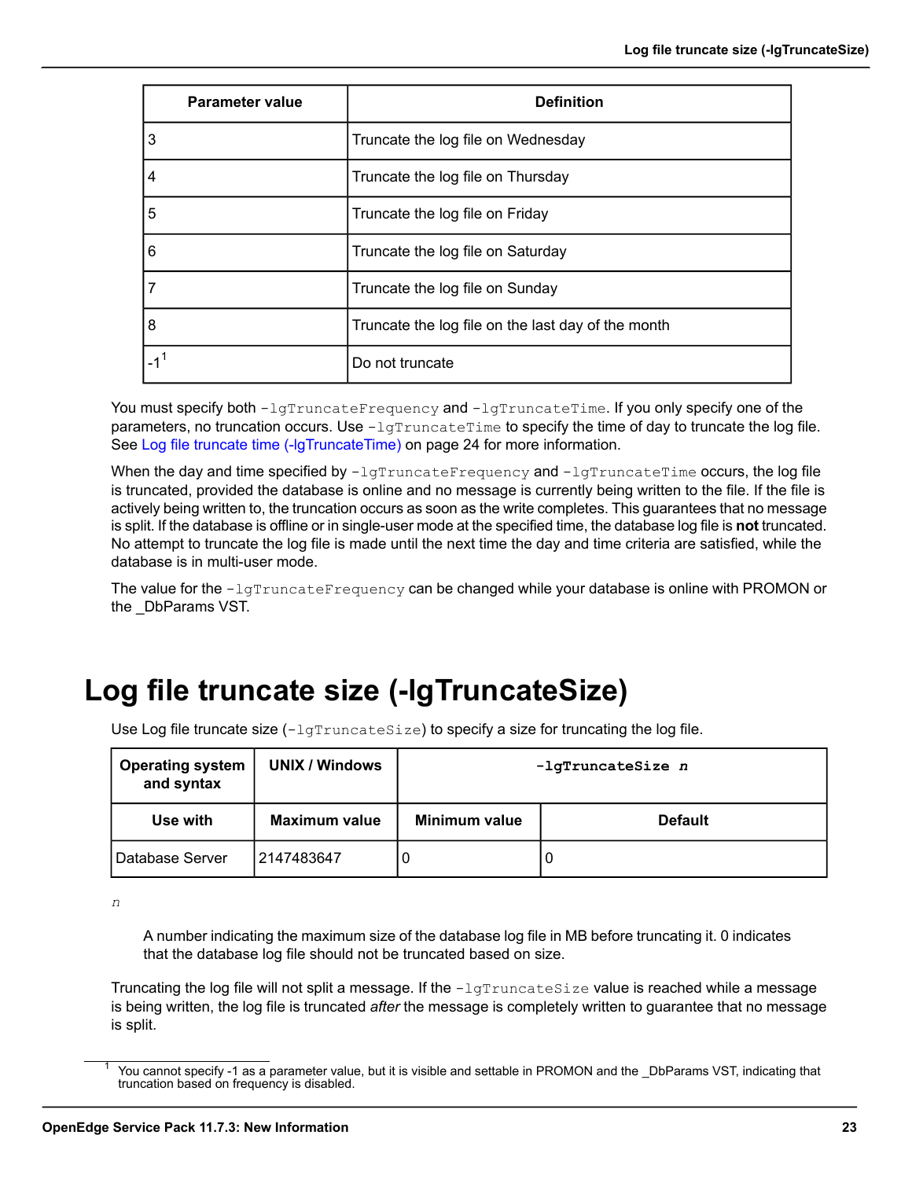| Parameter value | Definition |
|---|---|
| 3 | Truncate the log file on Wednesday |
| 4 | Truncate the log file on Thursday |
| 5 | Truncate the log file on Friday |
| 6 | Truncate the log file on Saturday |
| 7 | Truncate the log file on Sunday |
| 8 | Truncate the log file on the last day of the month |
| -1[1] | Do not truncate |

You must specify both `-lgTruncateFrequency` and `-lgTruncateTime`. If you only specify one of the parameters, no truncation occurs. Use `-lgTruncateTime` to specify the time of day to truncate the log file. See Log file truncate time (-lgTruncateTime) on page 24 for more information.

When the day and time specified by `-lgTruncateFrequency` and `-lgTruncateTime` occurs, the log file is truncated, provided the database is online and no message is currently being written to the file. If the file is actively being written to, the truncation occurs as soon as the write completes. This guarantees that no message is split. If the database is offline or in single-user mode at the specified time, the database log file is **not** truncated. No attempt to truncate the log file is made until the next time the day and time criteria are satisfied, while the database is in multi-user mode.

The value for the `-lgTruncateFrequency` can be changed while your database is online with PROMON or the _DbParams VST.

# Log file truncate size (-lgTruncateSize)

Use Log file truncate size (`-lgTruncateSize`) to specify a size for truncating the log file.

| Operating system and syntax | UNIX / Windows | `-lgTruncateSize n` | |
|---|---|---|---|
| **Use with** | **Maximum value** | **Minimum value** | **Default** |
| Database Server | 2147483647 | 0 | 0 |

*n*

A number indicating the maximum size of the database log file in MB before truncating it. 0 indicates that the database log file should not be truncated based on size.

Truncating the log file will not split a message. If the `-lgTruncateSize` value is reached while a message is being written, the log file is truncated *after* the message is completely written to guarantee that no message is split.

[1] You cannot specify -1 as a parameter value, but it is visible and settable in PROMON and the _DbParams VST, indicating that truncation based on frequency is disabled.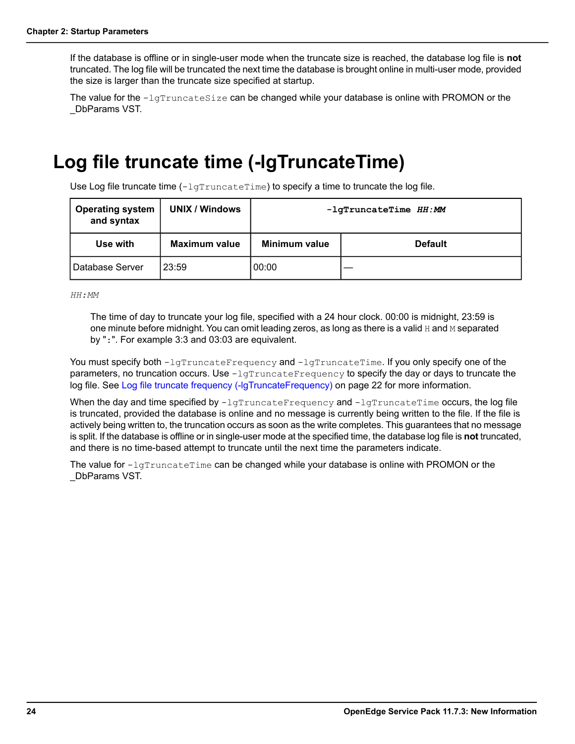If the database is offline or in single-user mode when the truncate size is reached, the database log file is **not** truncated. The log file will be truncated the next time the database is brought online in multi-user mode, provided the size is larger than the truncate size specified at startup.

The value for the `-lgTruncateSize` can be changed while your database is online with PROMON or the _DbParams VST.

# Log file truncate time (-lgTruncateTime)

Use Log file truncate time (`-lgTruncateTime`) to specify a time to truncate the log file.

| **Operating system and syntax** | **UNIX / Windows** | **`-lgTruncateTime`** ***`HH:MM`*** | |
|---|---|---|---|
| **Use with** | **Maximum value** | **Minimum value** | **Default** |
| Database Server | 23:59 | 00:00 | — |

*`HH:MM`*

> The time of day to truncate your log file, specified with a 24 hour clock. 00:00 is midnight, 23:59 is one minute before midnight. You can omit leading zeros, as long as there is a valid `H` and `M` separated by "`:`". For example 3:3 and 03:03 are equivalent.

You must specify both `-lgTruncateFrequency` and `-lgTruncateTime`. If you only specify one of the parameters, no truncation occurs. Use `-lgTruncateFrequency` to specify the day or days to truncate the log file. See Log file truncate frequency (-lgTruncateFrequency) on page 22 for more information.

When the day and time specified by `-lgTruncateFrequency` and `-lgTruncateTime` occurs, the log file is truncated, provided the database is online and no message is currently being written to the file. If the file is actively being written to, the truncation occurs as soon as the write completes. This guarantees that no message is split. If the database is offline or in single-user mode at the specified time, the database log file is **not** truncated, and there is no time-based attempt to truncate until the next time the parameters indicate.

The value for `-lgTruncateTime` can be changed while your database is online with PROMON or the _DbParams VST.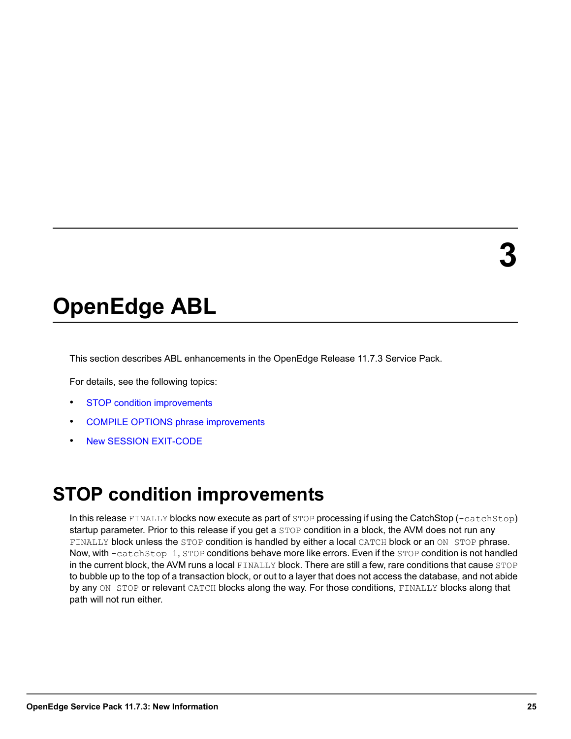# 3

# OpenEdge ABL

This section describes ABL enhancements in the OpenEdge Release 11.7.3 Service Pack.

For details, see the following topics:

- STOP condition improvements
- COMPILE OPTIONS phrase improvements
- New SESSION EXIT-CODE

## STOP condition improvements

In this release `FINALLY` blocks now execute as part of `STOP` processing if using the CatchStop (`-catchStop`) startup parameter. Prior to this release if you get a `STOP` condition in a block, the AVM does not run any `FINALLY` block unless the `STOP` condition is handled by either a local `CATCH` block or an `ON STOP` phrase. Now, with `-catchStop 1`, `STOP` conditions behave more like errors. Even if the `STOP` condition is not handled in the current block, the AVM runs a local `FINALLY` block. There are still a few, rare conditions that cause `STOP` to bubble up to the top of a transaction block, or out to a layer that does not access the database, and not abide by any `ON STOP` or relevant `CATCH` blocks along the way. For those conditions, `FINALLY` blocks along that path will not run either.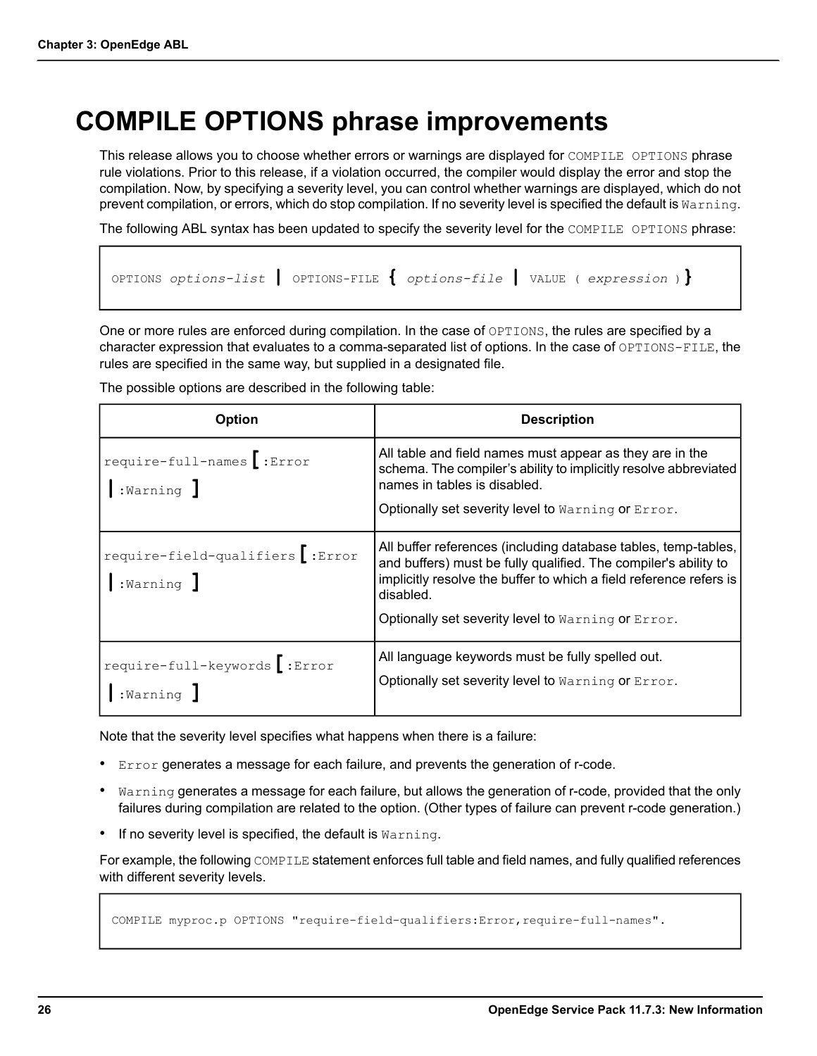# COMPILE OPTIONS phrase improvements

This release allows you to choose whether errors or warnings are displayed for `COMPILE OPTIONS` phrase rule violations. Prior to this release, if a violation occurred, the compiler would display the error and stop the compilation. Now, by specifying a severity level, you can control whether warnings are displayed, which do not prevent compilation, or errors, which do stop compilation. If no severity level is specified the default is `Warning`.

The following ABL syntax has been updated to specify the severity level for the `COMPILE OPTIONS` phrase:

```
OPTIONS options-list | OPTIONS-FILE { options-file | VALUE ( expression ) }
```

One or more rules are enforced during compilation. In the case of `OPTIONS`, the rules are specified by a character expression that evaluates to a comma-separated list of options. In the case of `OPTIONS-FILE`, the rules are specified in the same way, but supplied in a designated file.

The possible options are described in the following table:

| Option | Description |
| --- | --- |
| `require-full-names [ :Error \| :Warning ]` | All table and field names must appear as they are in the schema. The compiler's ability to implicitly resolve abbreviated names in tables is disabled.<br><br>Optionally set severity level to `Warning` or `Error`. |
| `require-field-qualifiers [ :Error \| :Warning ]` | All buffer references (including database tables, temp-tables, and buffers) must be fully qualified. The compiler's ability to implicitly resolve the buffer to which a field reference refers is disabled.<br><br>Optionally set severity level to `Warning` or `Error`. |
| `require-full-keywords [ :Error \| :Warning ]` | All language keywords must be fully spelled out.<br><br>Optionally set severity level to `Warning` or `Error`. |

Note that the severity level specifies what happens when there is a failure:

- `Error` generates a message for each failure, and prevents the generation of r-code.
- `Warning` generates a message for each failure, but allows the generation of r-code, provided that the only failures during compilation are related to the option. (Other types of failure can prevent r-code generation.)
- If no severity level is specified, the default is `Warning`.

For example, the following `COMPILE` statement enforces full table and field names, and fully qualified references with different severity levels.

```
COMPILE myproc.p OPTIONS "require-field-qualifiers:Error,require-full-names".
```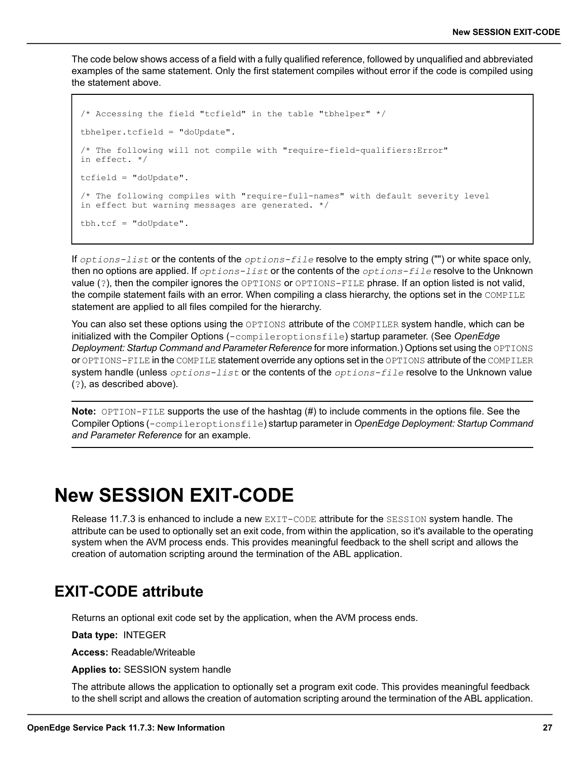The code below shows access of a field with a fully qualified reference, followed by unqualified and abbreviated examples of the same statement. Only the first statement compiles without error if the code is compiled using the statement above.

```
/* Accessing the field "tcfield" in the table "tbhelper" */

tbhelper.tcfield = "doUpdate".

/* The following will not compile with "require-field-qualifiers:Error"
in effect. */

tcfield = "doUpdate".

/* The following compiles with "require-full-names" with default severity level
in effect but warning messages are generated. */

tbh.tcf = "doUpdate".
```

If *`options-list`* or the contents of the *`options-file`* resolve to the empty string ("") or white space only, then no options are applied. If *`options-list`* or the contents of the *`options-file`* resolve to the Unknown value (`?`), then the compiler ignores the `OPTIONS` or `OPTIONS-FILE` phrase. If an option listed is not valid, the compile statement fails with an error. When compiling a class hierarchy, the options set in the `COMPILE` statement are applied to all files compiled for the hierarchy.

You can also set these options using the `OPTIONS` attribute of the `COMPILER` system handle, which can be initialized with the Compiler Options (`-compileroptionsfile`) startup parameter. (See *OpenEdge Deployment: Startup Command and Parameter Reference* for more information.) Options set using the `OPTIONS` or `OPTIONS-FILE` in the `COMPILE` statement override any options set in the `OPTIONS` attribute of the `COMPILER` system handle (unless *`options-list`* or the contents of the *`options-file`* resolve to the Unknown value (`?`), as described above).

**Note:** `OPTION-FILE` supports the use of the hashtag (#) to include comments in the options file. See the Compiler Options (`-compileroptionsfile`) startup parameter in *OpenEdge Deployment: Startup Command and Parameter Reference* for an example.

# New SESSION EXIT-CODE

Release 11.7.3 is enhanced to include a new `EXIT-CODE` attribute for the `SESSION` system handle. The attribute can be used to optionally set an exit code, from within the application, so it's available to the operating system when the AVM process ends. This provides meaningful feedback to the shell script and allows the creation of automation scripting around the termination of the ABL application.

## EXIT-CODE attribute

Returns an optional exit code set by the application, when the AVM process ends.

**Data type:** INTEGER

**Access:** Readable/Writeable

**Applies to:** SESSION system handle

The attribute allows the application to optionally set a program exit code. This provides meaningful feedback to the shell script and allows the creation of automation scripting around the termination of the ABL application.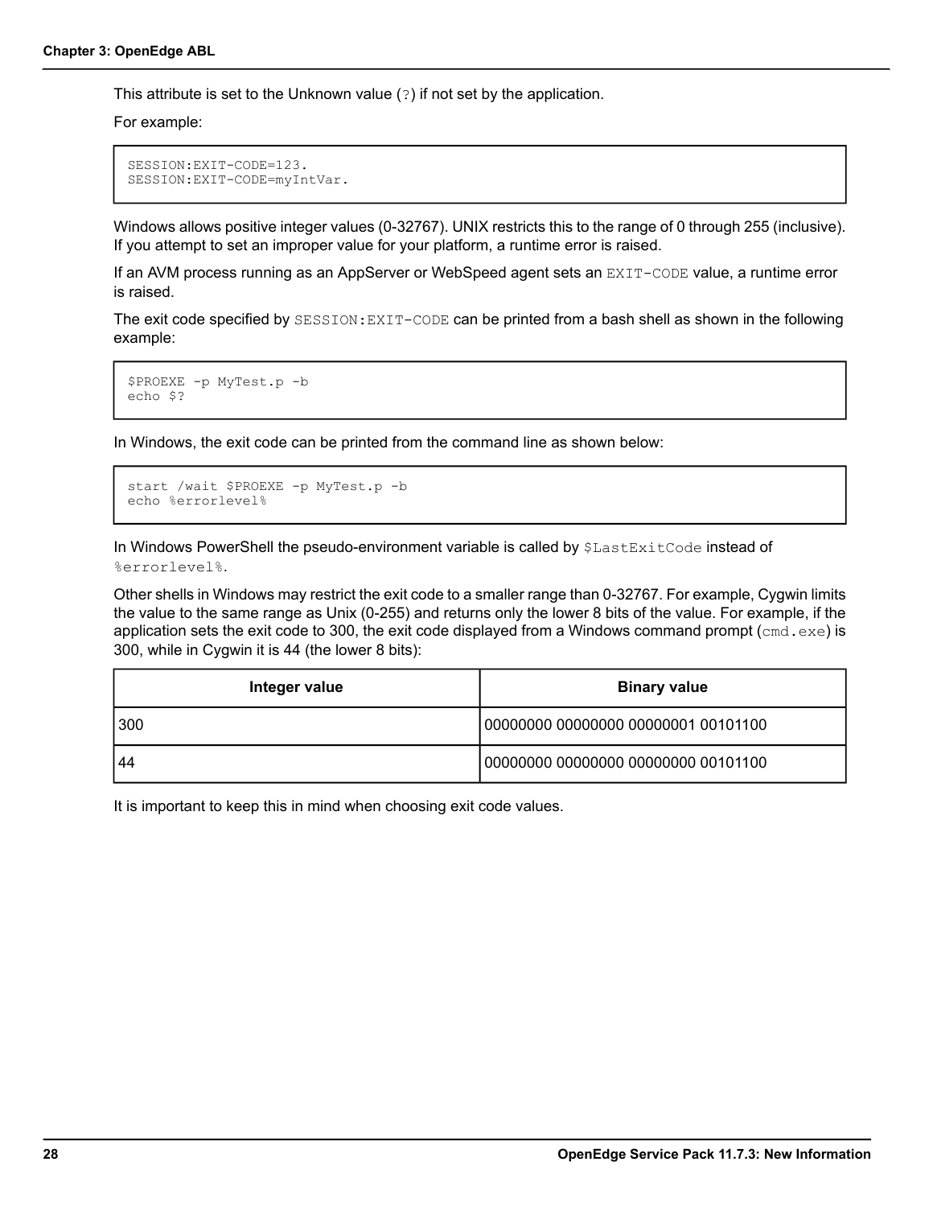This attribute is set to the Unknown value (`?`) if not set by the application.

For example:

```
SESSION:EXIT-CODE=123.
SESSION:EXIT-CODE=myIntVar.
```

Windows allows positive integer values (0-32767). UNIX restricts this to the range of 0 through 255 (inclusive). If you attempt to set an improper value for your platform, a runtime error is raised.

If an AVM process running as an AppServer or WebSpeed agent sets an `EXIT-CODE` value, a runtime error is raised.

The exit code specified by `SESSION:EXIT-CODE` can be printed from a bash shell as shown in the following example:

```
$PROEXE -p MyTest.p -b
echo $?
```

In Windows, the exit code can be printed from the command line as shown below:

```
start /wait $PROEXE -p MyTest.p -b
echo %errorlevel%
```

In Windows PowerShell the pseudo-environment variable is called by `$LastExitCode` instead of `%errorlevel%`.

Other shells in Windows may restrict the exit code to a smaller range than 0-32767. For example, Cygwin limits the value to the same range as Unix (0-255) and returns only the lower 8 bits of the value. For example, if the application sets the exit code to 300, the exit code displayed from a Windows command prompt (`cmd.exe`) is 300, while in Cygwin it is 44 (the lower 8 bits):

| Integer value | Binary value |
|---|---|
| 300 | 00000000 00000000 00000001 00101100 |
| 44 | 00000000 00000000 00000000 00101100 |

It is important to keep this in mind when choosing exit code values.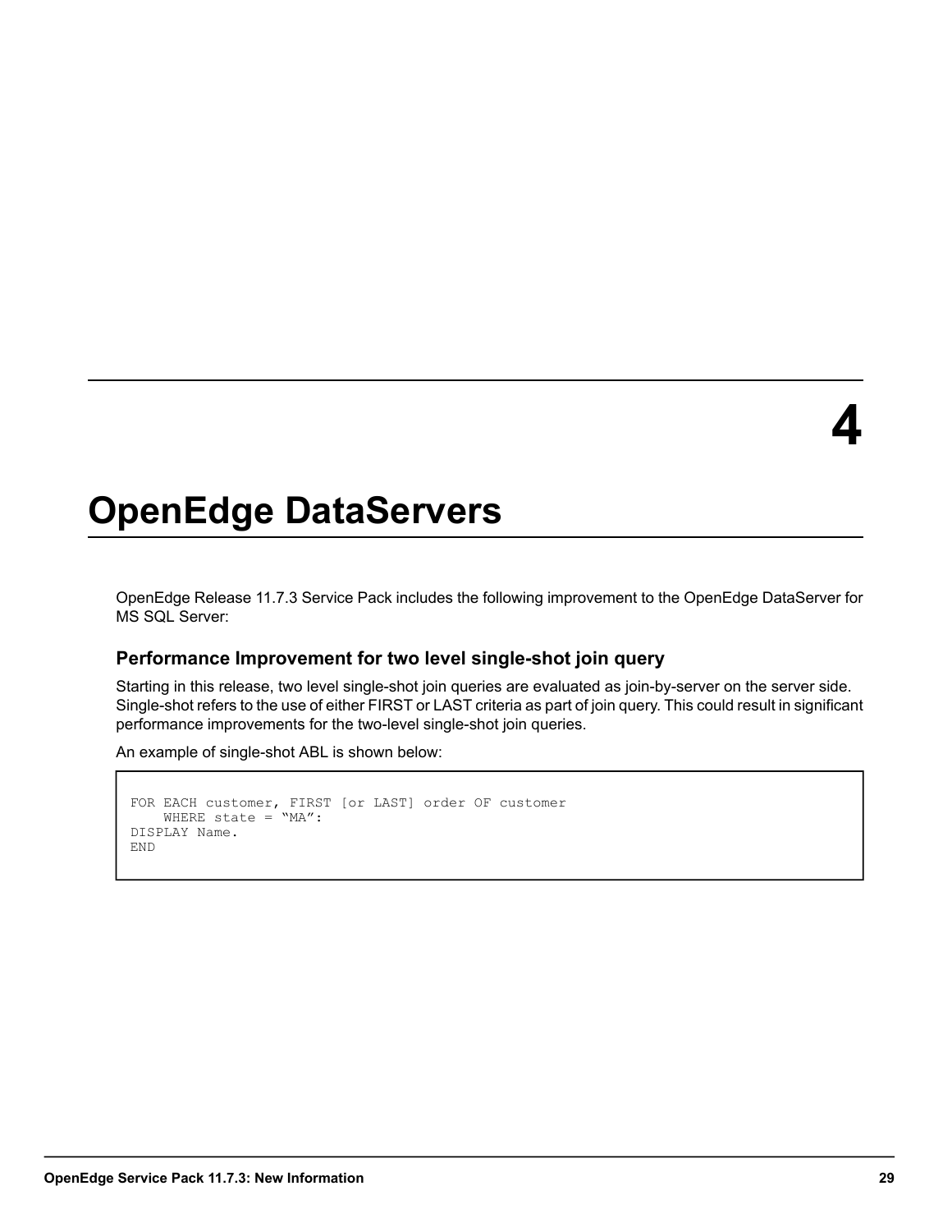# 4

# OpenEdge DataServers

OpenEdge Release 11.7.3 Service Pack includes the following improvement to the OpenEdge DataServer for MS SQL Server:

### Performance Improvement for two level single-shot join query

Starting in this release, two level single-shot join queries are evaluated as join-by-server on the server side. Single-shot refers to the use of either FIRST or LAST criteria as part of join query. This could result in significant performance improvements for the two-level single-shot join queries.

An example of single-shot ABL is shown below:

```
FOR EACH customer, FIRST [or LAST] order OF customer
    WHERE state = “MA”:
DISPLAY Name.
END
```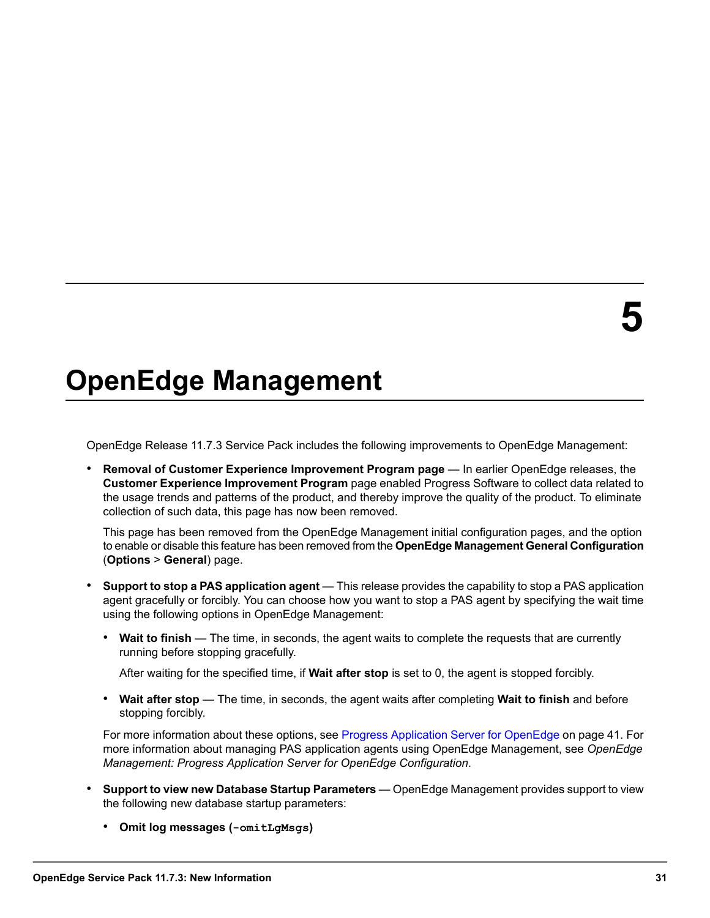# 5

# OpenEdge Management

OpenEdge Release 11.7.3 Service Pack includes the following improvements to OpenEdge Management:

- **Removal of Customer Experience Improvement Program page** — In earlier OpenEdge releases, the **Customer Experience Improvement Program** page enabled Progress Software to collect data related to the usage trends and patterns of the product, and thereby improve the quality of the product. To eliminate collection of such data, this page has now been removed.

  This page has been removed from the OpenEdge Management initial configuration pages, and the option to enable or disable this feature has been removed from the **OpenEdge Management General Configuration** (**Options** > **General**) page.

- **Support to stop a PAS application agent** — This release provides the capability to stop a PAS application agent gracefully or forcibly. You can choose how you want to stop a PAS agent by specifying the wait time using the following options in OpenEdge Management:

  - **Wait to finish** — The time, in seconds, the agent waits to complete the requests that are currently running before stopping gracefully.

    After waiting for the specified time, if **Wait after stop** is set to 0, the agent is stopped forcibly.

  - **Wait after stop** — The time, in seconds, the agent waits after completing **Wait to finish** and before stopping forcibly.

  For more information about these options, see Progress Application Server for OpenEdge on page 41. For more information about managing PAS application agents using OpenEdge Management, see *OpenEdge Management: Progress Application Server for OpenEdge Configuration*.

- **Support to view new Database Startup Parameters** — OpenEdge Management provides support to view the following new database startup parameters:

  - **Omit log messages (`-omitLgMsgs`)**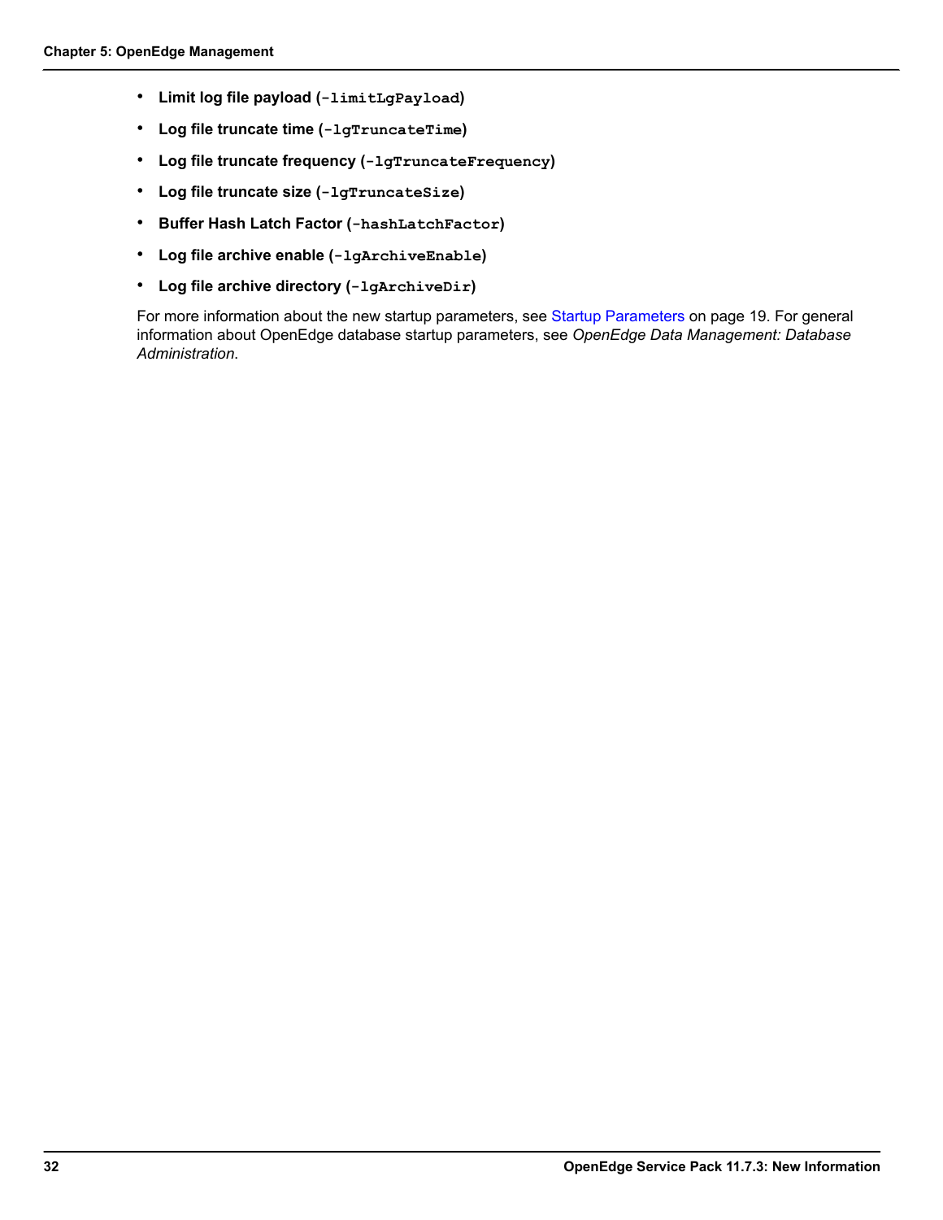- **Limit log file payload (`-limitLgPayload`)**
- **Log file truncate time (`-lgTruncateTime`)**
- **Log file truncate frequency (`-lgTruncateFrequency`)**
- **Log file truncate size (`-lgTruncateSize`)**
- **Buffer Hash Latch Factor (`-hashLatchFactor`)**
- **Log file archive enable (`-lgArchiveEnable`)**
- **Log file archive directory (`-lgArchiveDir`)**

For more information about the new startup parameters, see Startup Parameters on page 19. For general information about OpenEdge database startup parameters, see *OpenEdge Data Management: Database Administration*.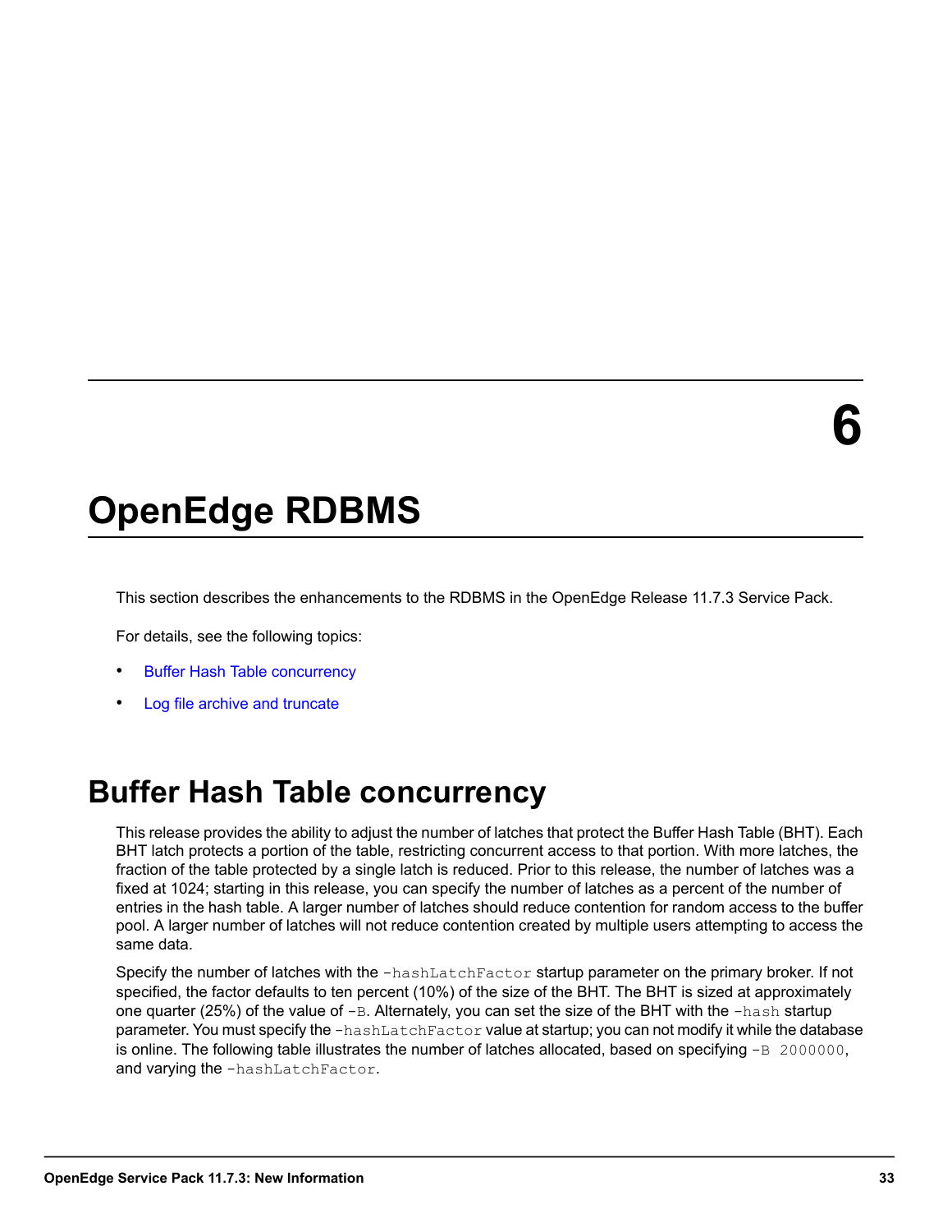# 6

# OpenEdge RDBMS

This section describes the enhancements to the RDBMS in the OpenEdge Release 11.7.3 Service Pack.

For details, see the following topics:

- Buffer Hash Table concurrency
- Log file archive and truncate

## Buffer Hash Table concurrency

This release provides the ability to adjust the number of latches that protect the Buffer Hash Table (BHT). Each BHT latch protects a portion of the table, restricting concurrent access to that portion. With more latches, the fraction of the table protected by a single latch is reduced. Prior to this release, the number of latches was a fixed at 1024; starting in this release, you can specify the number of latches as a percent of the number of entries in the hash table. A larger number of latches should reduce contention for random access to the buffer pool. A larger number of latches will not reduce contention created by multiple users attempting to access the same data.

Specify the number of latches with the `-hashLatchFactor` startup parameter on the primary broker. If not specified, the factor defaults to ten percent (10%) of the size of the BHT. The BHT is sized at approximately one quarter (25%) of the value of `-B`. Alternately, you can set the size of the BHT with the `-hash` startup parameter. You must specify the `-hashLatchFactor` value at startup; you can not modify it while the database is online. The following table illustrates the number of latches allocated, based on specifying `-B 2000000`, and varying the `-hashLatchFactor`.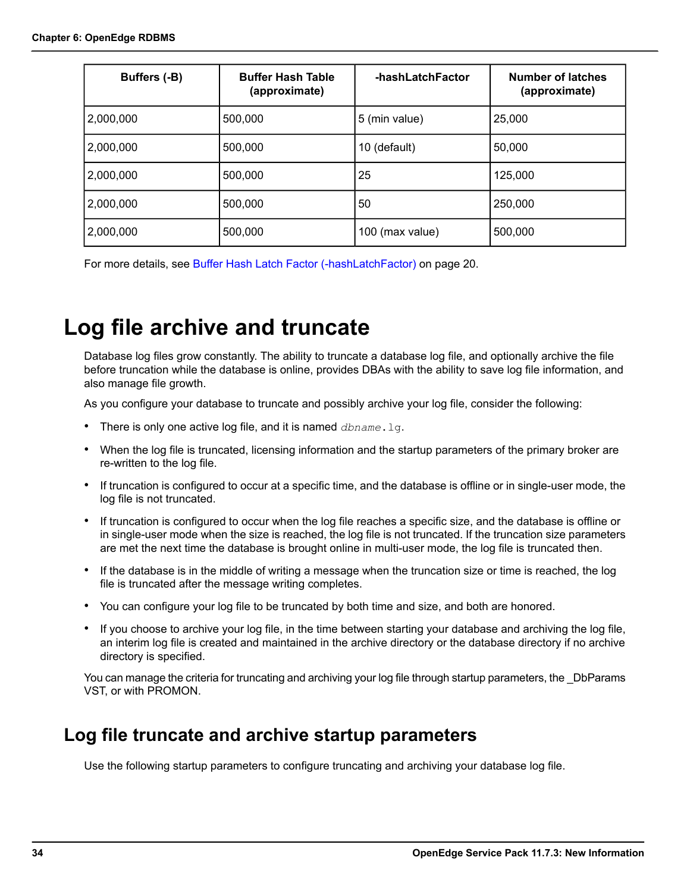| Buffers (-B) | Buffer Hash Table (approximate) | -hashLatchFactor | Number of latches (approximate) |
| --- | --- | --- | --- |
| 2,000,000 | 500,000 | 5 (min value) | 25,000 |
| 2,000,000 | 500,000 | 10 (default) | 50,000 |
| 2,000,000 | 500,000 | 25 | 125,000 |
| 2,000,000 | 500,000 | 50 | 250,000 |
| 2,000,000 | 500,000 | 100 (max value) | 500,000 |

For more details, see Buffer Hash Latch Factor (-hashLatchFactor) on page 20.

# Log file archive and truncate

Database log files grow constantly. The ability to truncate a database log file, and optionally archive the file before truncation while the database is online, provides DBAs with the ability to save log file information, and also manage file growth.

As you configure your database to truncate and possibly archive your log file, consider the following:

- There is only one active log file, and it is named *dbname*.lg.
- When the log file is truncated, licensing information and the startup parameters of the primary broker are re-written to the log file.
- If truncation is configured to occur at a specific time, and the database is offline or in single-user mode, the log file is not truncated.
- If truncation is configured to occur when the log file reaches a specific size, and the database is offline or in single-user mode when the size is reached, the log file is not truncated. If the truncation size parameters are met the next time the database is brought online in multi-user mode, the log file is truncated then.
- If the database is in the middle of writing a message when the truncation size or time is reached, the log file is truncated after the message writing completes.
- You can configure your log file to be truncated by both time and size, and both are honored.
- If you choose to archive your log file, in the time between starting your database and archiving the log file, an interim log file is created and maintained in the archive directory or the database directory if no archive directory is specified.

You can manage the criteria for truncating and archiving your log file through startup parameters, the _DbParams VST, or with PROMON.

## Log file truncate and archive startup parameters

Use the following startup parameters to configure truncating and archiving your database log file.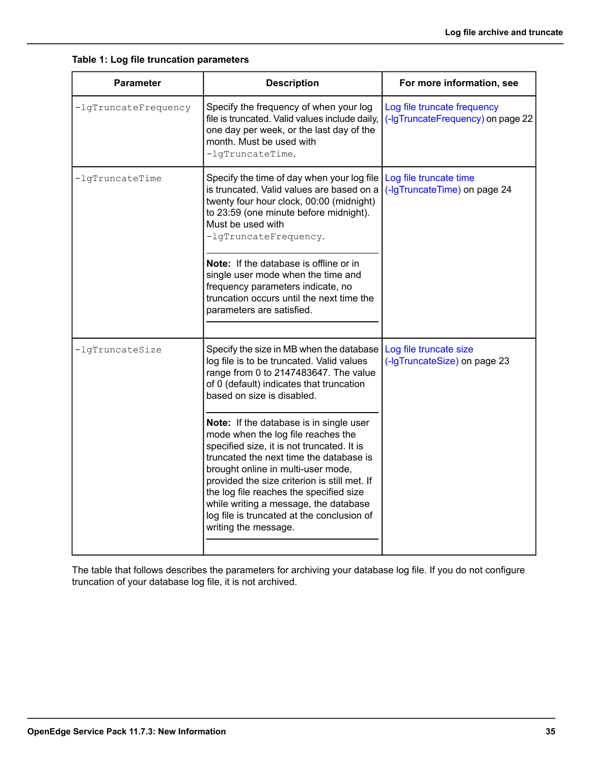**Table 1: Log file truncation parameters**

| Parameter | Description | For more information, see |
|---|---|---|
| `-lgTruncateFrequency` | Specify the frequency of when your log file is truncated. Valid values include daily, one day per week, or the last day of the month. Must be used with `-lgTruncateTime`. | Log file truncate frequency (-lgTruncateFrequency) on page 22 |
| `-lgTruncateTime` | Specify the time of day when your log file is truncated. Valid values are based on a twenty four hour clock, 00:00 (midnight) to 23:59 (one minute before midnight). Must be used with `-lgTruncateFrequency`.<br><br>**Note:** If the database is offline or in single user mode when the time and frequency parameters indicate, no truncation occurs until the next time the parameters are satisfied. | Log file truncate time (-lgTruncateTime) on page 24 |
| `-lgTruncateSize` | Specify the size in MB when the database log file is to be truncated. Valid values range from 0 to 2147483647. The value of 0 (default) indicates that truncation based on size is disabled.<br><br>**Note:** If the database is in single user mode when the log file reaches the specified size, it is not truncated. It is truncated the next time the database is brought online in multi-user mode, provided the size criterion is still met. If the log file reaches the specified size while writing a message, the database log file is truncated at the conclusion of writing the message. | Log file truncate size (-lgTruncateSize) on page 23 |

The table that follows describes the parameters for archiving your database log file. If you do not configure truncation of your database log file, it is not archived.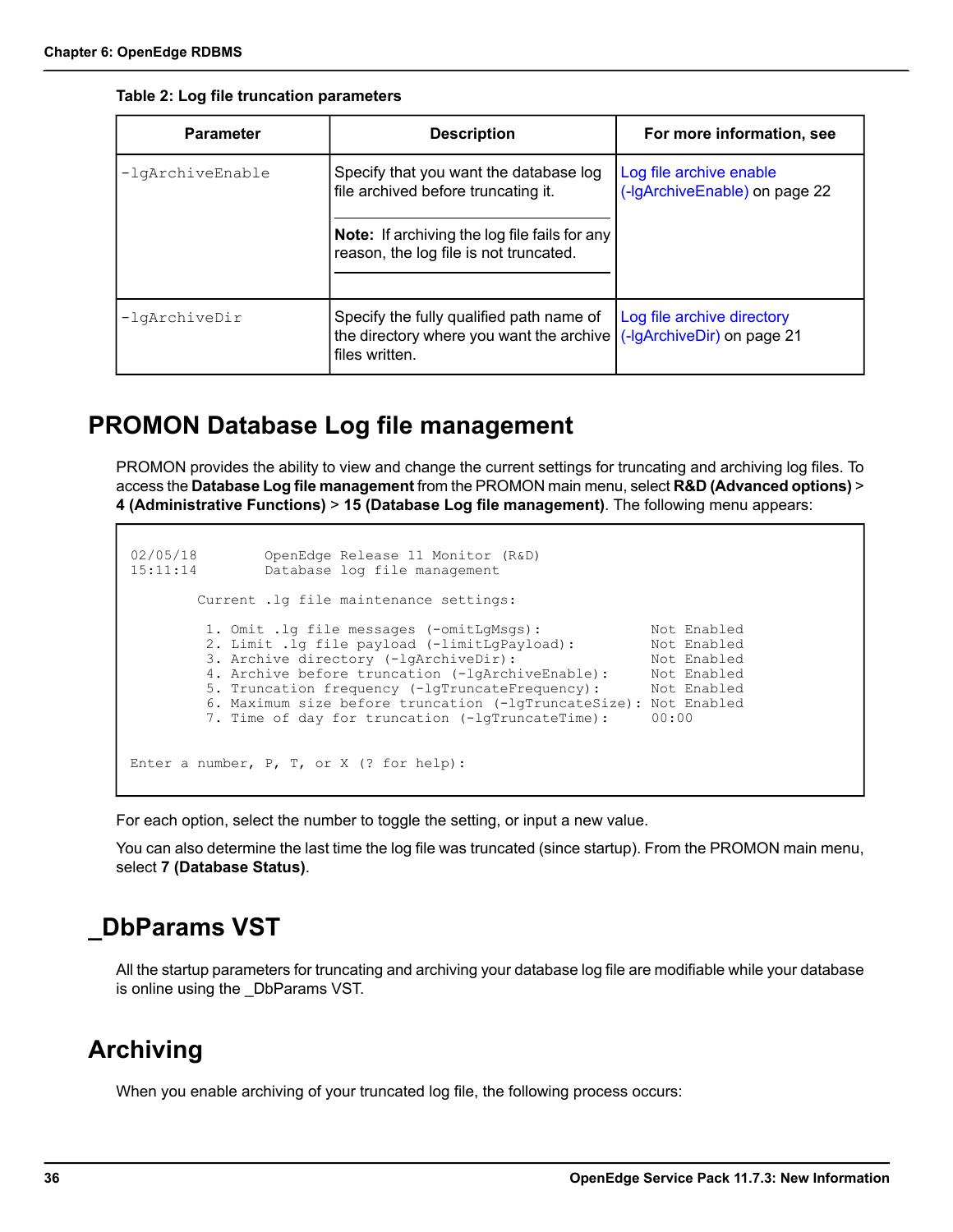**Table 2: Log file truncation parameters**

| Parameter | Description | For more information, see |
| --- | --- | --- |
| `-lgArchiveEnable` | Specify that you want the database log file archived before truncating it.<br><br>**Note:** If archiving the log file fails for any reason, the log file is not truncated. | Log file archive enable (-lgArchiveEnable) on page 22 |
| `-lgArchiveDir` | Specify the fully qualified path name of the directory where you want the archive files written. | Log file archive directory (-lgArchiveDir) on page 21 |

## PROMON Database Log file management

PROMON provides the ability to view and change the current settings for truncating and archiving log files. To access the **Database Log file management** from the PROMON main menu, select **R&D (Advanced options)** > **4 (Administrative Functions)** > **15 (Database Log file management)**. The following menu appears:

```
02/05/18        OpenEdge Release 11 Monitor (R&D)
15:11:14        Database log file management

        Current .lg file maintenance settings:

         1. Omit .lg file messages (-omitLgMsgs):            Not Enabled
         2. Limit .lg file payload (-limitLgPayload):        Not Enabled
         3. Archive directory (-lgArchiveDir):               Not Enabled
         4. Archive before truncation (-lgArchiveEnable):    Not Enabled
         5. Truncation frequency (-lgTruncateFrequency):     Not Enabled
         6. Maximum size before truncation (-lgTruncateSize): Not Enabled
         7. Time of day for truncation (-lgTruncateTime):     00:00


Enter a number, P, T, or X (? for help):
```

For each option, select the number to toggle the setting, or input a new value.

You can also determine the last time the log file was truncated (since startup). From the PROMON main menu, select **7 (Database Status)**.

## _DbParams VST

All the startup parameters for truncating and archiving your database log file are modifiable while your database is online using the _DbParams VST.

## Archiving

When you enable archiving of your truncated log file, the following process occurs: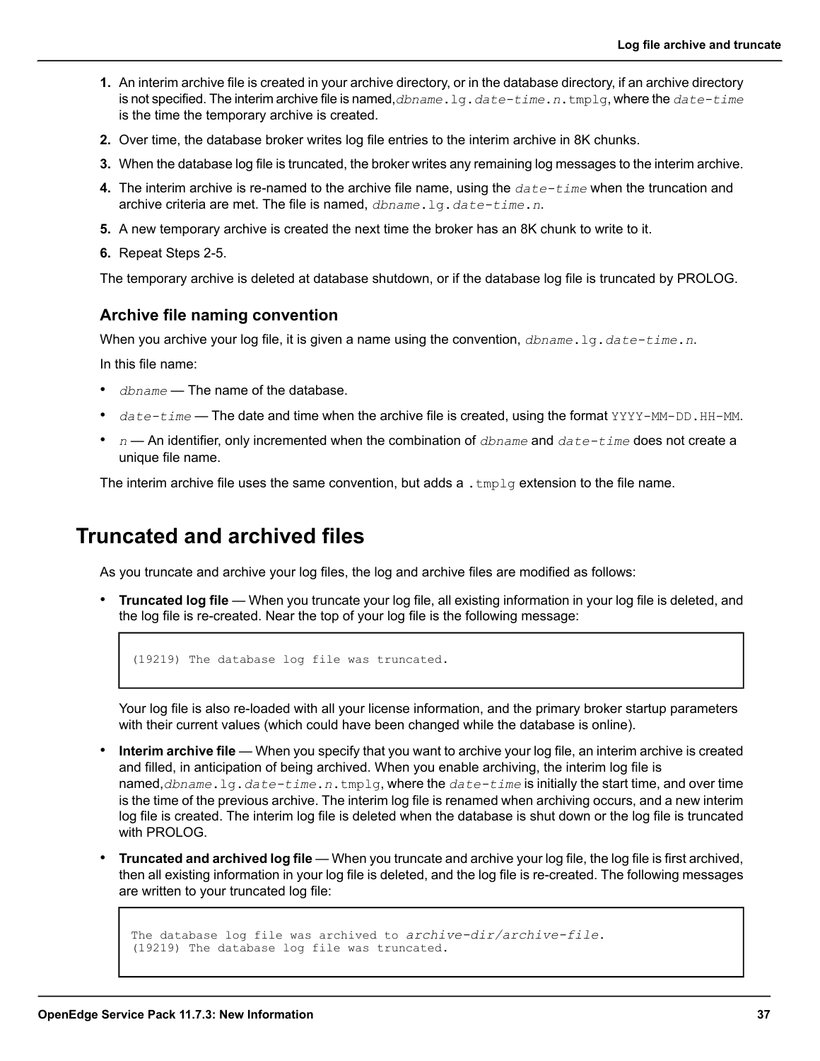1. An interim archive file is created in your archive directory, or in the database directory, if an archive directory is not specified. The interim archive file is named, `dbname.lg.date-time.n.tmplg`, where the `date-time` is the time the temporary archive is created.
2. Over time, the database broker writes log file entries to the interim archive in 8K chunks.
3. When the database log file is truncated, the broker writes any remaining log messages to the interim archive.
4. The interim archive is re-named to the archive file name, using the `date-time` when the truncation and archive criteria are met. The file is named, `dbname.lg.date-time.n`.
5. A new temporary archive is created the next time the broker has an 8K chunk to write to it.
6. Repeat Steps 2-5.

The temporary archive is deleted at database shutdown, or if the database log file is truncated by PROLOG.

### Archive file naming convention

When you archive your log file, it is given a name using the convention, `dbname.lg.date-time.n`.

In this file name:

- `dbname` — The name of the database.
- `date-time` — The date and time when the archive file is created, using the format `YYYY-MM-DD.HH-MM`.
- `n` — An identifier, only incremented when the combination of `dbname` and `date-time` does not create a unique file name.

The interim archive file uses the same convention, but adds a `.tmplg` extension to the file name.

## Truncated and archived files

As you truncate and archive your log files, the log and archive files are modified as follows:

- **Truncated log file** — When you truncate your log file, all existing information in your log file is deleted, and the log file is re-created. Near the top of your log file is the following message:

  ```
  (19219) The database log file was truncated.
  ```

  Your log file is also re-loaded with all your license information, and the primary broker startup parameters with their current values (which could have been changed while the database is online).

- **Interim archive file** — When you specify that you want to archive your log file, an interim archive is created and filled, in anticipation of being archived. When you enable archiving, the interim log file is named, `dbname.lg.date-time.n.tmplg`, where the `date-time` is initially the start time, and over time is the time of the previous archive. The interim log file is renamed when archiving occurs, and a new interim log file is created. The interim log file is deleted when the database is shut down or the log file is truncated with PROLOG.

- **Truncated and archived log file** — When you truncate and archive your log file, the log file is first archived, then all existing information in your log file is deleted, and the log file is re-created. The following messages are written to your truncated log file:

  ```
  The database log file was archived to archive-dir/archive-file.
  (19219) The database log file was truncated.
  ```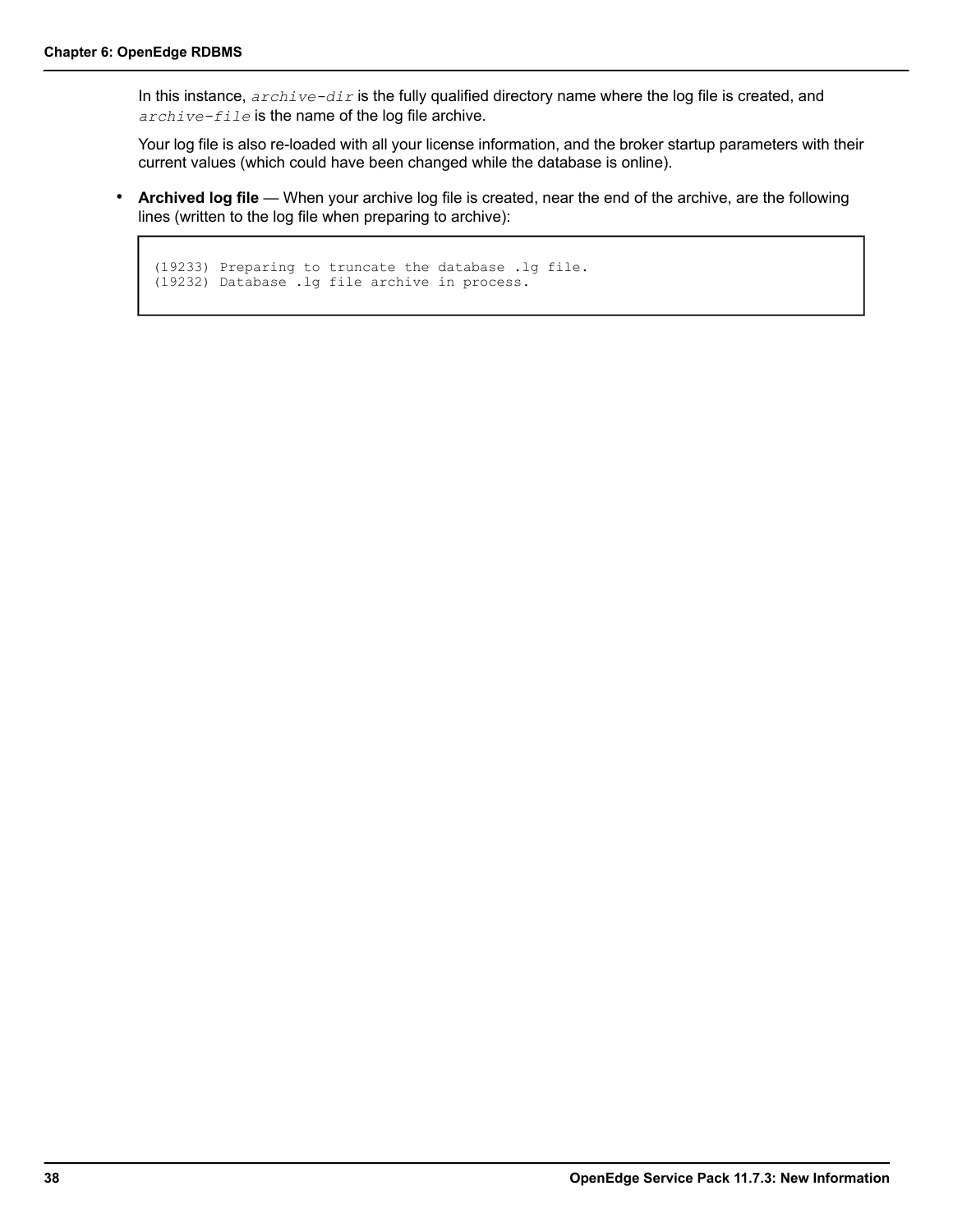In this instance, *archive-dir* is the fully qualified directory name where the log file is created, and *archive-file* is the name of the log file archive.

Your log file is also re-loaded with all your license information, and the broker startup parameters with their current values (which could have been changed while the database is online).

- **Archived log file** — When your archive log file is created, near the end of the archive, are the following lines (written to the log file when preparing to archive):

```
(19233) Preparing to truncate the database .lg file.
(19232) Database .lg file archive in process.
```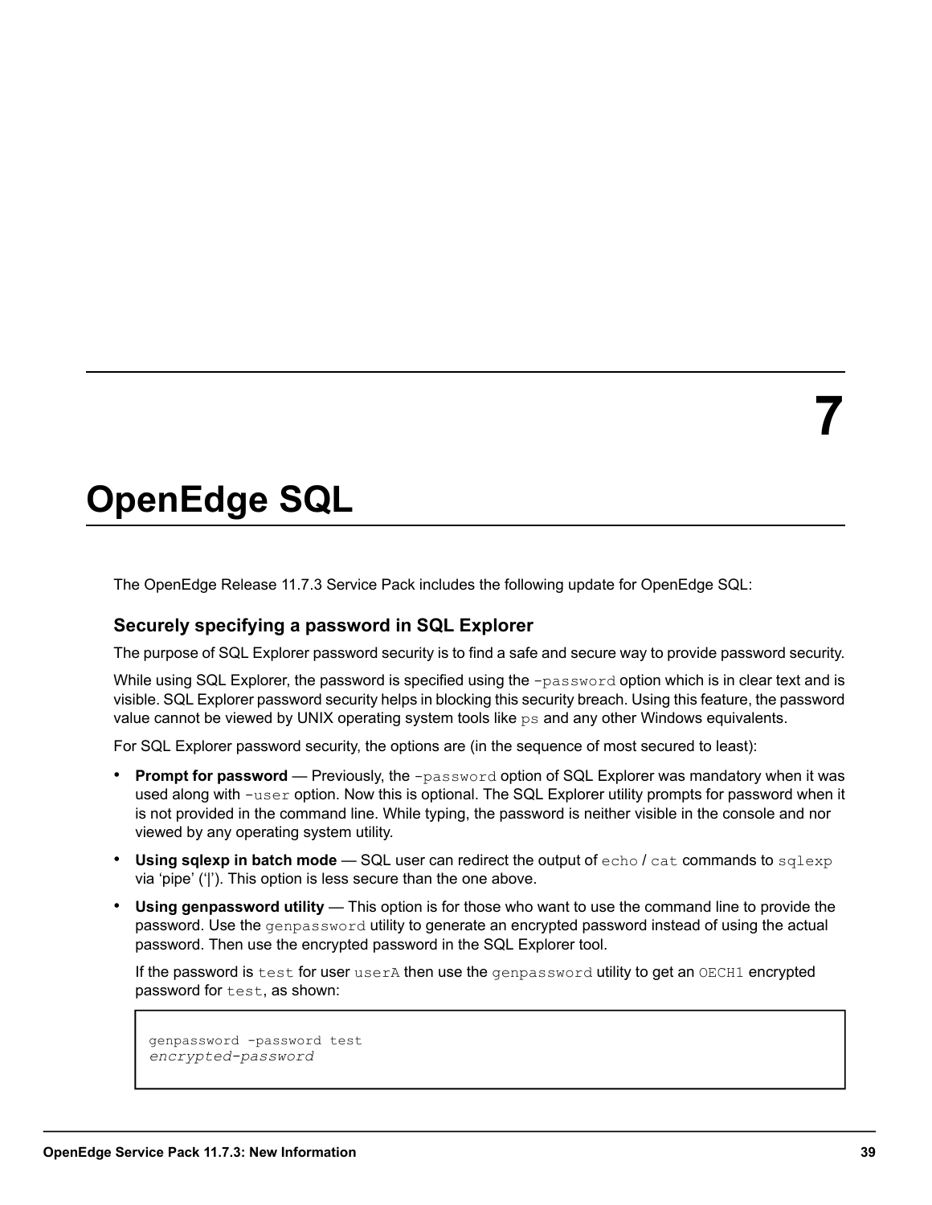# 7 OpenEdge SQL

The OpenEdge Release 11.7.3 Service Pack includes the following update for OpenEdge SQL:

## Securely specifying a password in SQL Explorer

The purpose of SQL Explorer password security is to find a safe and secure way to provide password security.

While using SQL Explorer, the password is specified using the `-password` option which is in clear text and is visible. SQL Explorer password security helps in blocking this security breach. Using this feature, the password value cannot be viewed by UNIX operating system tools like `ps` and any other Windows equivalents.

For SQL Explorer password security, the options are (in the sequence of most secured to least):

- **Prompt for password** — Previously, the `-password` option of SQL Explorer was mandatory when it was used along with `-user` option. Now this is optional. The SQL Explorer utility prompts for password when it is not provided in the command line. While typing, the password is neither visible in the console and nor viewed by any operating system utility.
- **Using sqlexp in batch mode** — SQL user can redirect the output of `echo` / `cat` commands to `sqlexp` via ‘pipe’ (‘|’). This option is less secure than the one above.
- **Using genpassword utility** — This option is for those who want to use the command line to provide the password. Use the `genpassword` utility to generate an encrypted password instead of using the actual password. Then use the encrypted password in the SQL Explorer tool.

  If the password is `test` for user `userA` then use the `genpassword` utility to get an `OECH1` encrypted password for `test`, as shown:

  ```
  genpassword -password test
  encrypted-password
  ```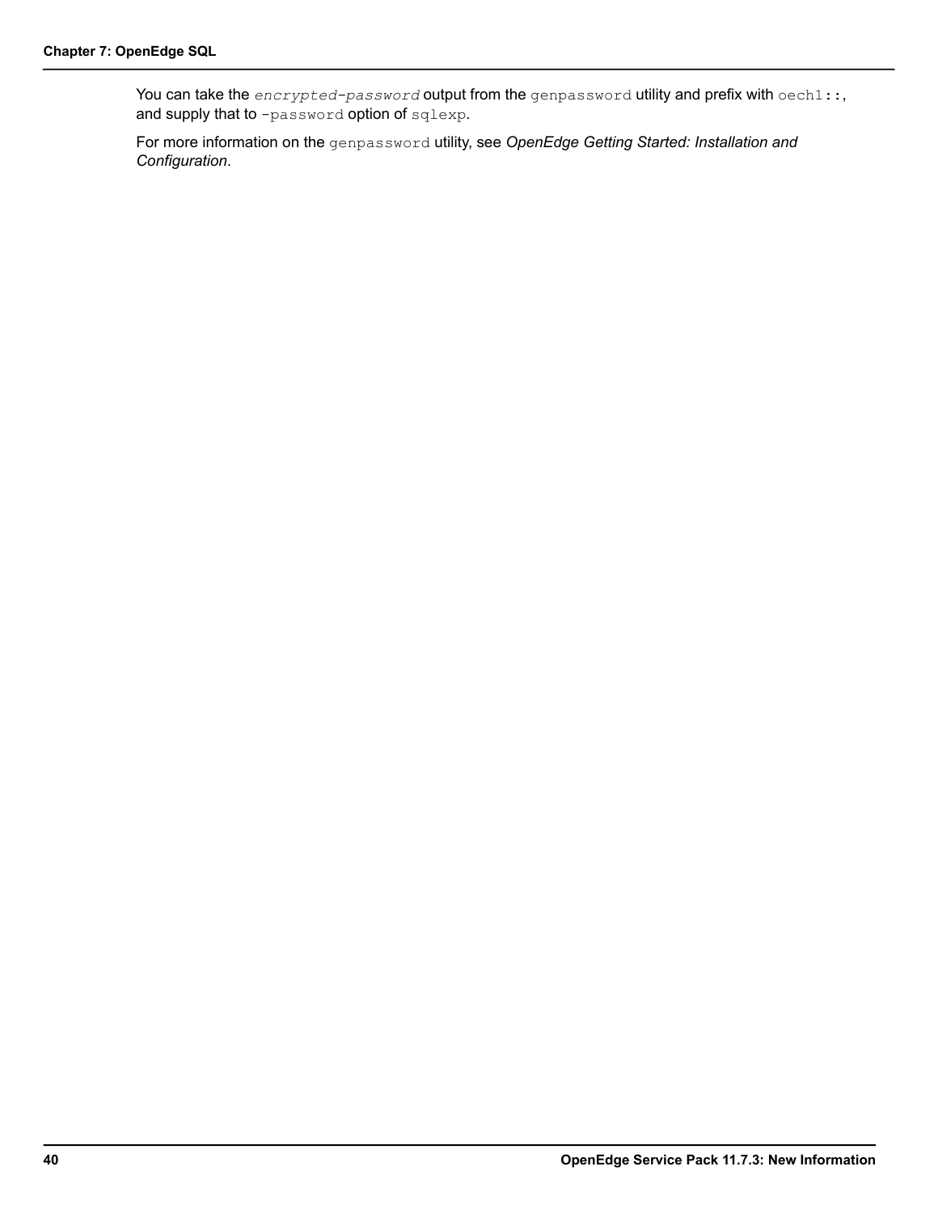You can take the *`encrypted-password`* output from the `genpassword` utility and prefix with `oech1::`, and supply that to `-password` option of `sqlexp`.

For more information on the `genpassword` utility, see *OpenEdge Getting Started: Installation and Configuration*.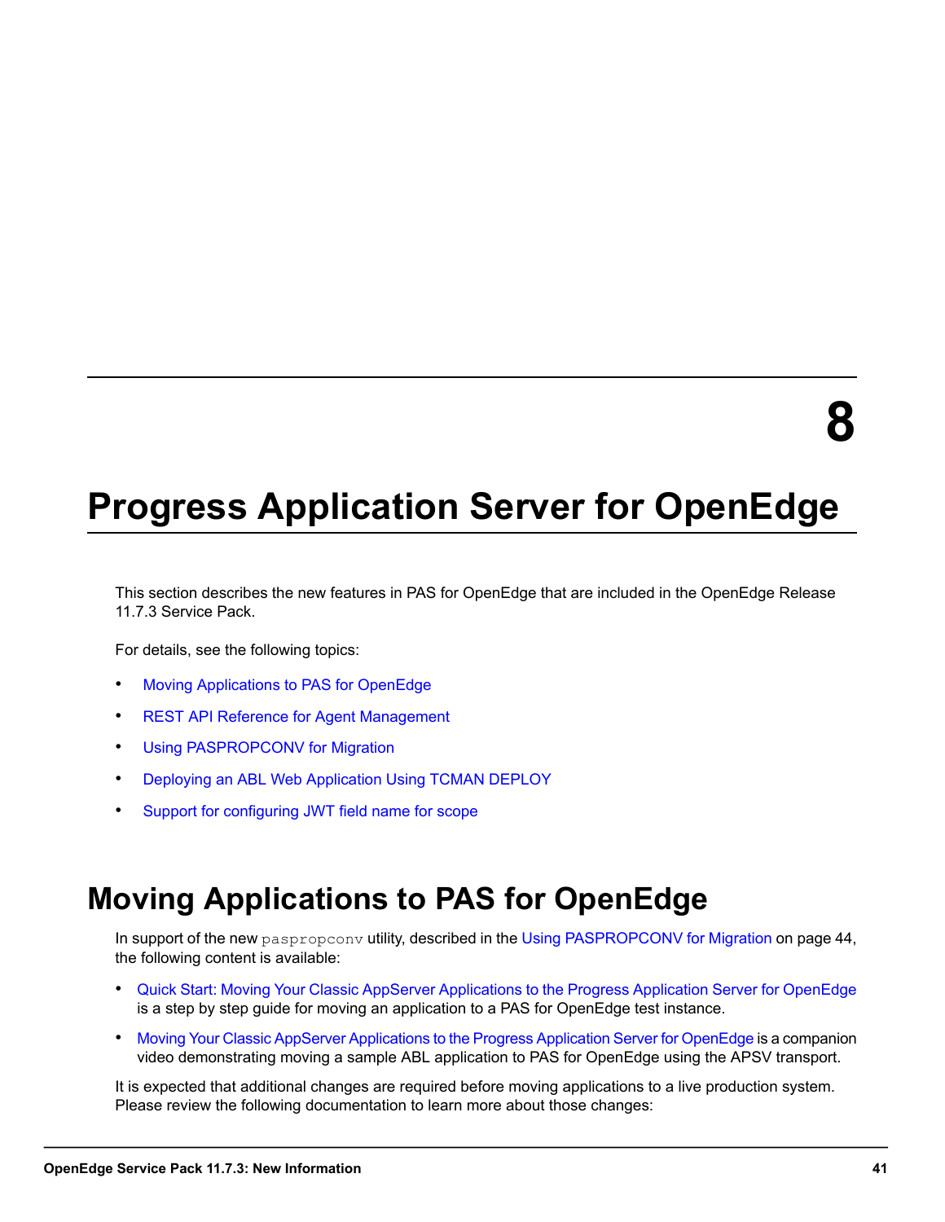# 8

# Progress Application Server for OpenEdge

This section describes the new features in PAS for OpenEdge that are included in the OpenEdge Release 11.7.3 Service Pack.

For details, see the following topics:

- Moving Applications to PAS for OpenEdge
- REST API Reference for Agent Management
- Using PASPROPCONV for Migration
- Deploying an ABL Web Application Using TCMAN DEPLOY
- Support for configuring JWT field name for scope

## Moving Applications to PAS for OpenEdge

In support of the new `paspropconv` utility, described in the Using PASPROPCONV for Migration on page 44, the following content is available:

- Quick Start: Moving Your Classic AppServer Applications to the Progress Application Server for OpenEdge is a step by step guide for moving an application to a PAS for OpenEdge test instance.
- Moving Your Classic AppServer Applications to the Progress Application Server for OpenEdge is a companion video demonstrating moving a sample ABL application to PAS for OpenEdge using the APSV transport.

It is expected that additional changes are required before moving applications to a live production system. Please review the following documentation to learn more about those changes: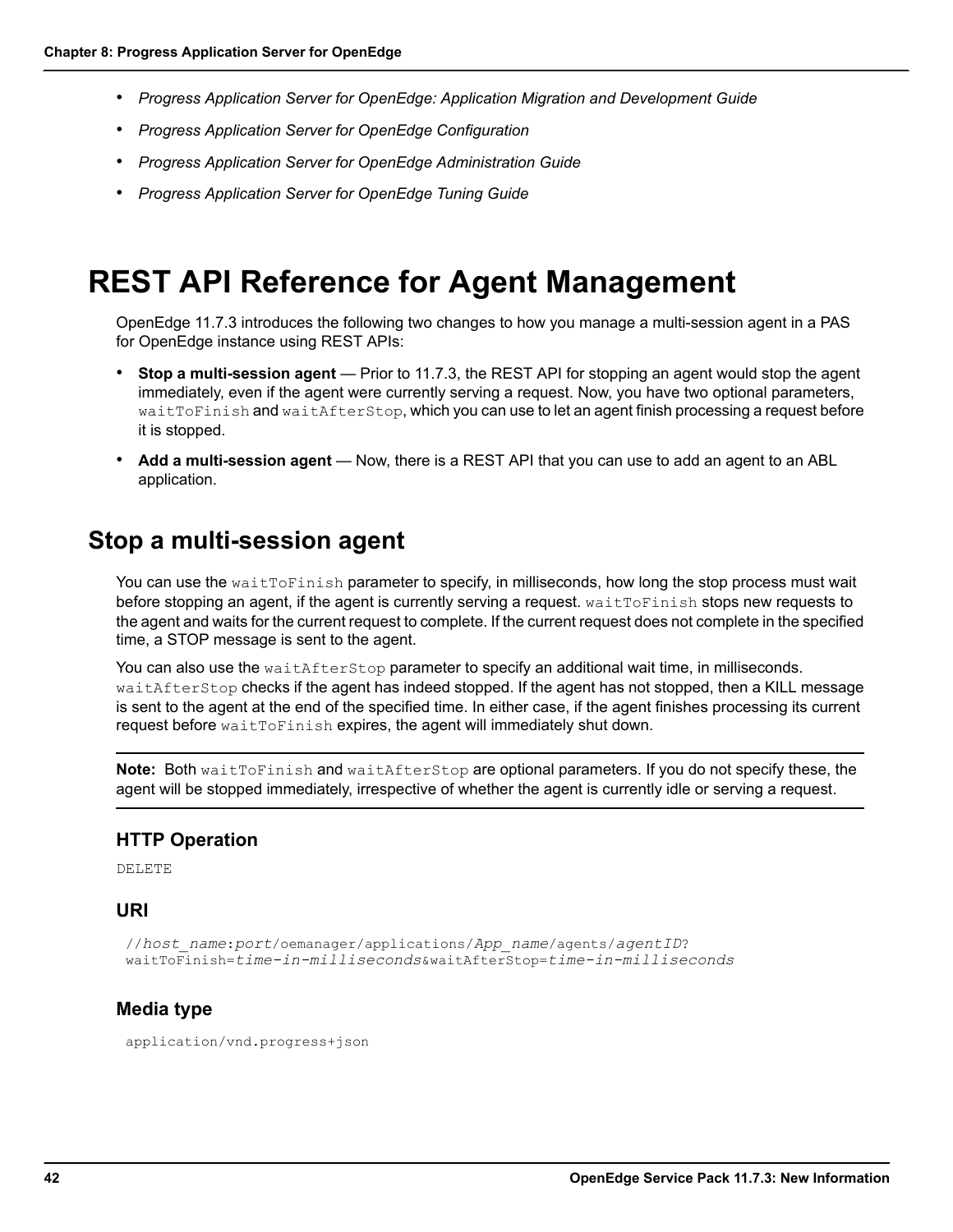- *Progress Application Server for OpenEdge: Application Migration and Development Guide*
- *Progress Application Server for OpenEdge Configuration*
- *Progress Application Server for OpenEdge Administration Guide*
- *Progress Application Server for OpenEdge Tuning Guide*

# REST API Reference for Agent Management

OpenEdge 11.7.3 introduces the following two changes to how you manage a multi-session agent in a PAS for OpenEdge instance using REST APIs:

- **Stop a multi-session agent** — Prior to 11.7.3, the REST API for stopping an agent would stop the agent immediately, even if the agent were currently serving a request. Now, you have two optional parameters, `waitToFinish` and `waitAfterStop`, which you can use to let an agent finish processing a request before it is stopped.
- **Add a multi-session agent** — Now, there is a REST API that you can use to add an agent to an ABL application.

## Stop a multi-session agent

You can use the `waitToFinish` parameter to specify, in milliseconds, how long the stop process must wait before stopping an agent, if the agent is currently serving a request. `waitToFinish` stops new requests to the agent and waits for the current request to complete. If the current request does not complete in the specified time, a STOP message is sent to the agent.

You can also use the `waitAfterStop` parameter to specify an additional wait time, in milliseconds. `waitAfterStop` checks if the agent has indeed stopped. If the agent has not stopped, then a KILL message is sent to the agent at the end of the specified time. In either case, if the agent finishes processing its current request before `waitToFinish` expires, the agent will immediately shut down.

**Note:** Both `waitToFinish` and `waitAfterStop` are optional parameters. If you do not specify these, the agent will be stopped immediately, irrespective of whether the agent is currently idle or serving a request.

### HTTP Operation

```
DELETE
```

### URI

```
//host_name:port/oemanager/applications/App_name/agents/agentID?
waitToFinish=time-in-milliseconds&waitAfterStop=time-in-milliseconds
```

### Media type

```
application/vnd.progress+json
```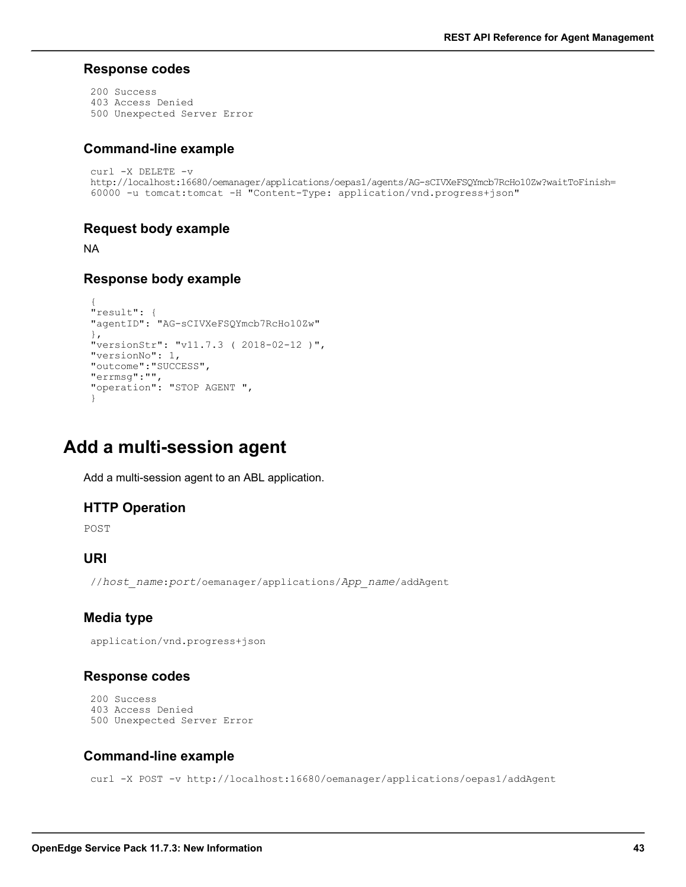### Response codes

```
200 Success
403 Access Denied
500 Unexpected Server Error
```

### Command-line example

```
curl -X DELETE -v
http://localhost:16680/oemanager/applications/oepas1/agents/AG-sCIVXeFSQYmcb7RcHo10Zw?waitToFinish=
60000 -u tomcat:tomcat -H "Content-Type: application/vnd.progress+json"
```

### Request body example

NA

### Response body example

```
{
"result": {
"agentID": "AG-sCIVXeFSQYmcb7RcHo10Zw"
},
"versionStr": "v11.7.3 ( 2018-02-12 )",
"versionNo": 1,
"outcome":"SUCCESS",
"errmsg":"",
"operation": "STOP AGENT ",
}
```

## Add a multi-session agent

Add a multi-session agent to an ABL application.

### HTTP Operation

POST

### URI

```
//host_name:port/oemanager/applications/App_name/addAgent
```

### Media type

```
application/vnd.progress+json
```

### Response codes

```
200 Success
403 Access Denied
500 Unexpected Server Error
```

### Command-line example

```
curl -X POST -v http://localhost:16680/oemanager/applications/oepas1/addAgent
```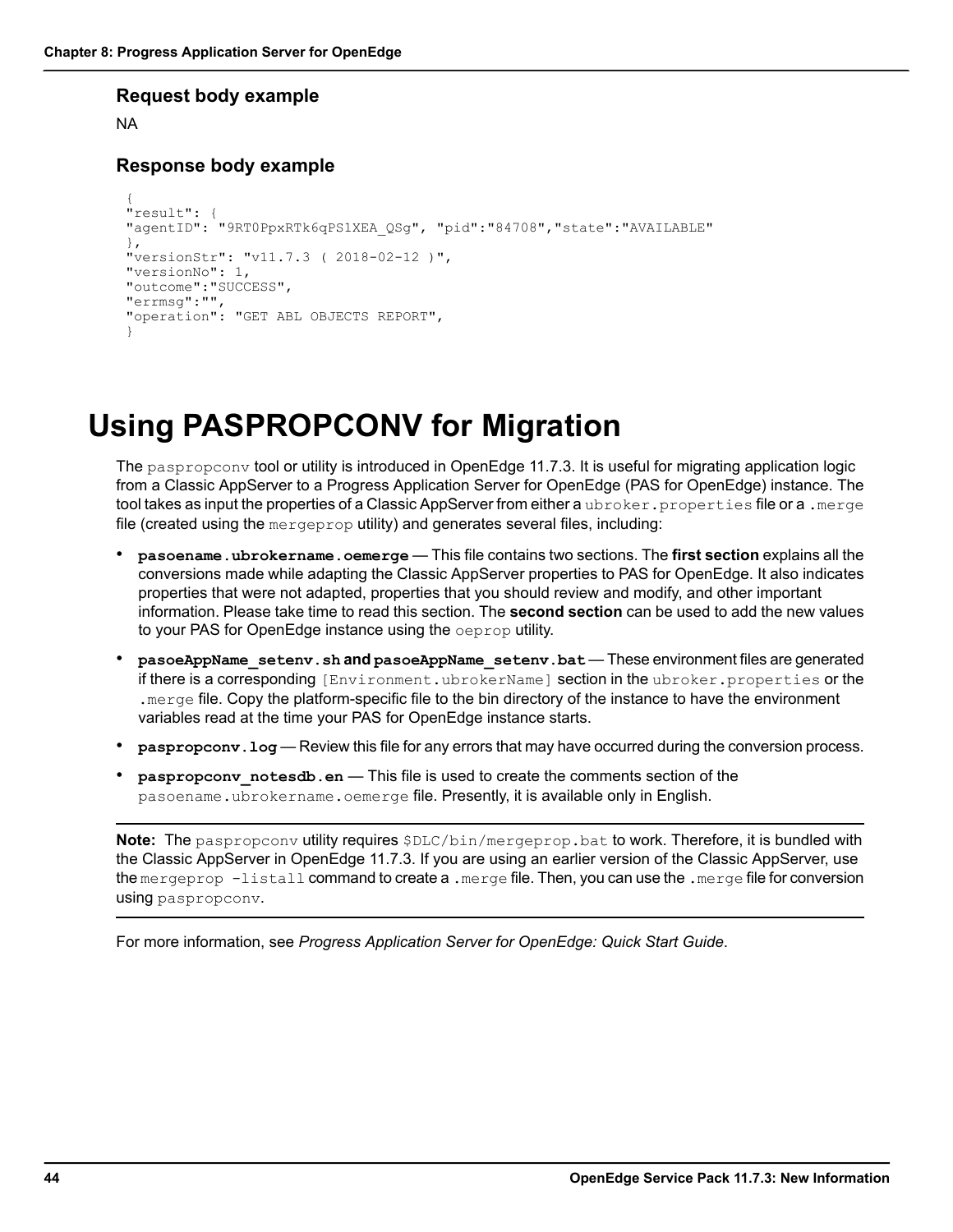### Request body example

NA

### Response body example

```
{
"result": {
"agentID": "9RT0PpxRTk6qPS1XEA_QSg", "pid":"84708","state":"AVAILABLE"
},
"versionStr": "v11.7.3 ( 2018-02-12 )",
"versionNo": 1,
"outcome":"SUCCESS",
"errmsg":"",
"operation": "GET ABL OBJECTS REPORT",
}
```

# Using PASPROPCONV for Migration

The `paspropconv` tool or utility is introduced in OpenEdge 11.7.3. It is useful for migrating application logic from a Classic AppServer to a Progress Application Server for OpenEdge (PAS for OpenEdge) instance. The tool takes as input the properties of a Classic AppServer from either a `ubroker.properties` file or a `.merge` file (created using the `mergeprop` utility) and generates several files, including:

- **`pasoename.ubrokername.oemerge`** — This file contains two sections. The **first section** explains all the conversions made while adapting the Classic AppServer properties to PAS for OpenEdge. It also indicates properties that were not adapted, properties that you should review and modify, and other important information. Please take time to read this section. The **second section** can be used to add the new values to your PAS for OpenEdge instance using the `oeprop` utility.
- **`pasoeAppName_setenv.sh`** and **`pasoeAppName_setenv.bat`** — These environment files are generated if there is a corresponding `[Environment.ubrokerName]` section in the `ubroker.properties` or the `.merge` file. Copy the platform-specific file to the bin directory of the instance to have the environment variables read at the time your PAS for OpenEdge instance starts.
- **`paspropconv.log`** — Review this file for any errors that may have occurred during the conversion process.
- **`paspropconv_notesdb.en`** — This file is used to create the comments section of the `pasoename.ubrokername.oemerge` file. Presently, it is available only in English.

---

**Note:** The `paspropconv` utility requires `$DLC/bin/mergeprop.bat` to work. Therefore, it is bundled with the Classic AppServer in OpenEdge 11.7.3. If you are using an earlier version of the Classic AppServer, use the `mergeprop -listall` command to create a `.merge` file. Then, you can use the `.merge` file for conversion using `paspropconv`.

---

For more information, see *Progress Application Server for OpenEdge: Quick Start Guide*.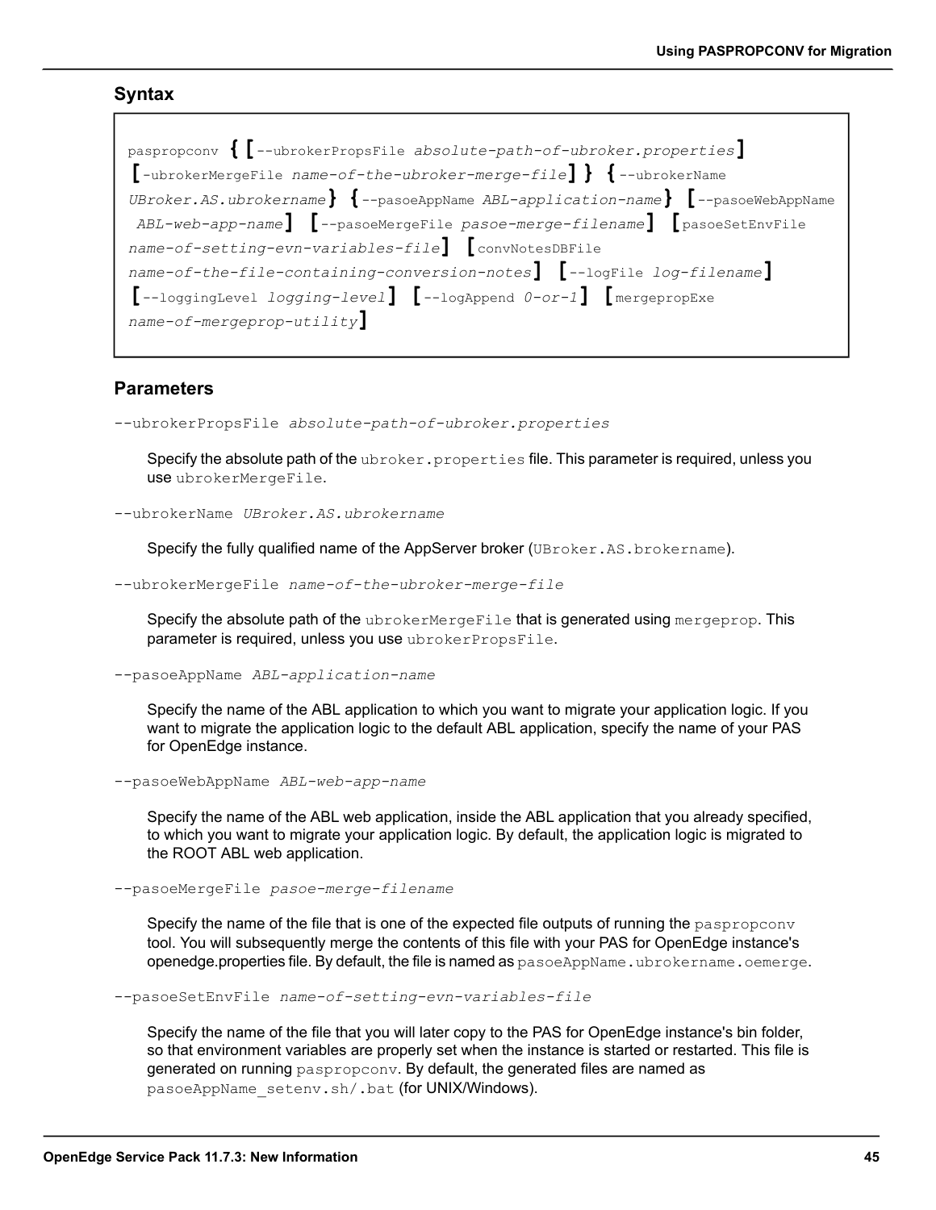## Syntax

```
paspropconv { [--ubrokerPropsFile absolute-path-of-ubroker.properties]
[-ubrokerMergeFile name-of-the-ubroker-merge-file] } {--ubrokerName
UBroker.AS.ubrokername} {--pasoeAppName ABL-application-name} [--pasoeWebAppName
 ABL-web-app-name] [--pasoeMergeFile pasoe-merge-filename] [pasoeSetEnvFile
name-of-setting-evn-variables-file] [convNotesDBFile
name-of-the-file-containing-conversion-notes] [--logFile log-filename]
[--loggingLevel logging-level] [--logAppend 0-or-1] [mergepropExe
name-of-mergeprop-utility]
```

## Parameters

`--ubrokerPropsFile` *absolute-path-of-ubroker.properties*

Specify the absolute path of the `ubroker.properties` file. This parameter is required, unless you use `ubrokerMergeFile`.

`--ubrokerName` *UBroker.AS.ubrokername*

Specify the fully qualified name of the AppServer broker (`UBroker.AS.brokername`).

`--ubrokerMergeFile` *name-of-the-ubroker-merge-file*

Specify the absolute path of the `ubrokerMergeFile` that is generated using `mergeprop`. This parameter is required, unless you use `ubrokerPropsFile`.

`--pasoeAppName` *ABL-application-name*

Specify the name of the ABL application to which you want to migrate your application logic. If you want to migrate the application logic to the default ABL application, specify the name of your PAS for OpenEdge instance.

`--pasoeWebAppName` *ABL-web-app-name*

Specify the name of the ABL web application, inside the ABL application that you already specified, to which you want to migrate your application logic. By default, the application logic is migrated to the ROOT ABL web application.

`--pasoeMergeFile` *pasoe-merge-filename*

Specify the name of the file that is one of the expected file outputs of running the `paspropconv` tool. You will subsequently merge the contents of this file with your PAS for OpenEdge instance's openedge.properties file. By default, the file is named as `pasoeAppName.ubrokername.oemerge`.

`--pasoeSetEnvFile` *name-of-setting-evn-variables-file*

Specify the name of the file that you will later copy to the PAS for OpenEdge instance's bin folder, so that environment variables are properly set when the instance is started or restarted. This file is generated on running `paspropconv`. By default, the generated files are named as `pasoeAppName_setenv.sh/.bat` (for UNIX/Windows).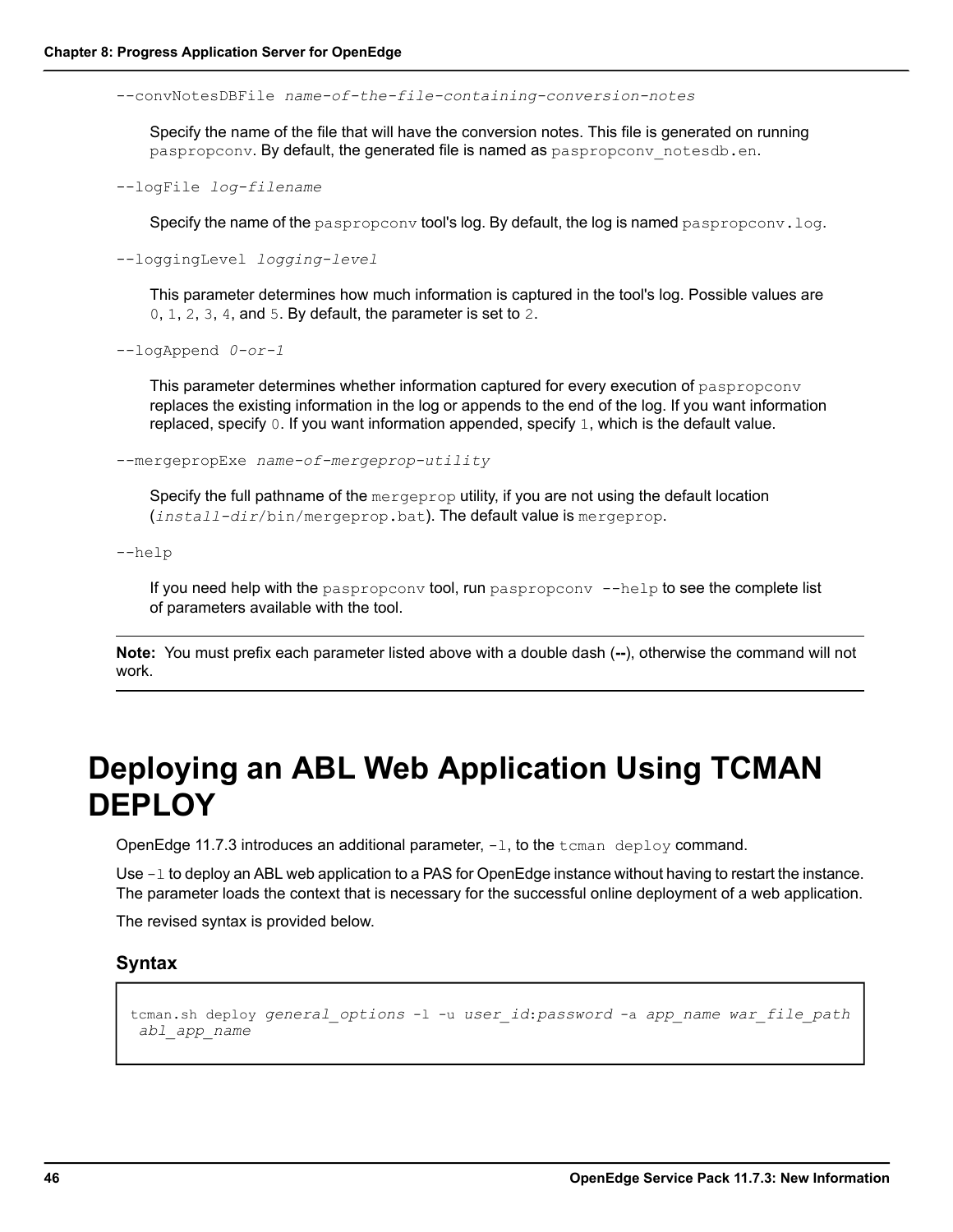`--convNotesDBFile` *name-of-the-file-containing-conversion-notes*

Specify the name of the file that will have the conversion notes. This file is generated on running `paspropconv`. By default, the generated file is named as `paspropconv_notesdb.en`.

`--logFile` *log-filename*

Specify the name of the `paspropconv` tool's log. By default, the log is named `paspropconv.log`.

`--loggingLevel` *logging-level*

This parameter determines how much information is captured in the tool's log. Possible values are `0`, `1`, `2`, `3`, `4`, and `5`. By default, the parameter is set to `2`.

`--logAppend` *0-or-1*

This parameter determines whether information captured for every execution of `paspropconv` replaces the existing information in the log or appends to the end of the log. If you want information replaced, specify `0`. If you want information appended, specify `1`, which is the default value.

`--mergepropExe` *name-of-mergeprop-utility*

Specify the full pathname of the `mergeprop` utility, if you are not using the default location (*install-dir*`/bin/mergeprop.bat`). The default value is `mergeprop`.

`--help`

If you need help with the `paspropconv` tool, run `paspropconv --help` to see the complete list of parameters available with the tool.

---

**Note:** You must prefix each parameter listed above with a double dash (**--**), otherwise the command will not work.

---

# Deploying an ABL Web Application Using TCMAN DEPLOY

OpenEdge 11.7.3 introduces an additional parameter, `-l`, to the `tcman deploy` command.

Use `-l` to deploy an ABL web application to a PAS for OpenEdge instance without having to restart the instance. The parameter loads the context that is necessary for the successful online deployment of a web application.

The revised syntax is provided below.

### Syntax

```
tcman.sh deploy general_options -l -u user_id:password -a app_name war_file_path
 abl_app_name
```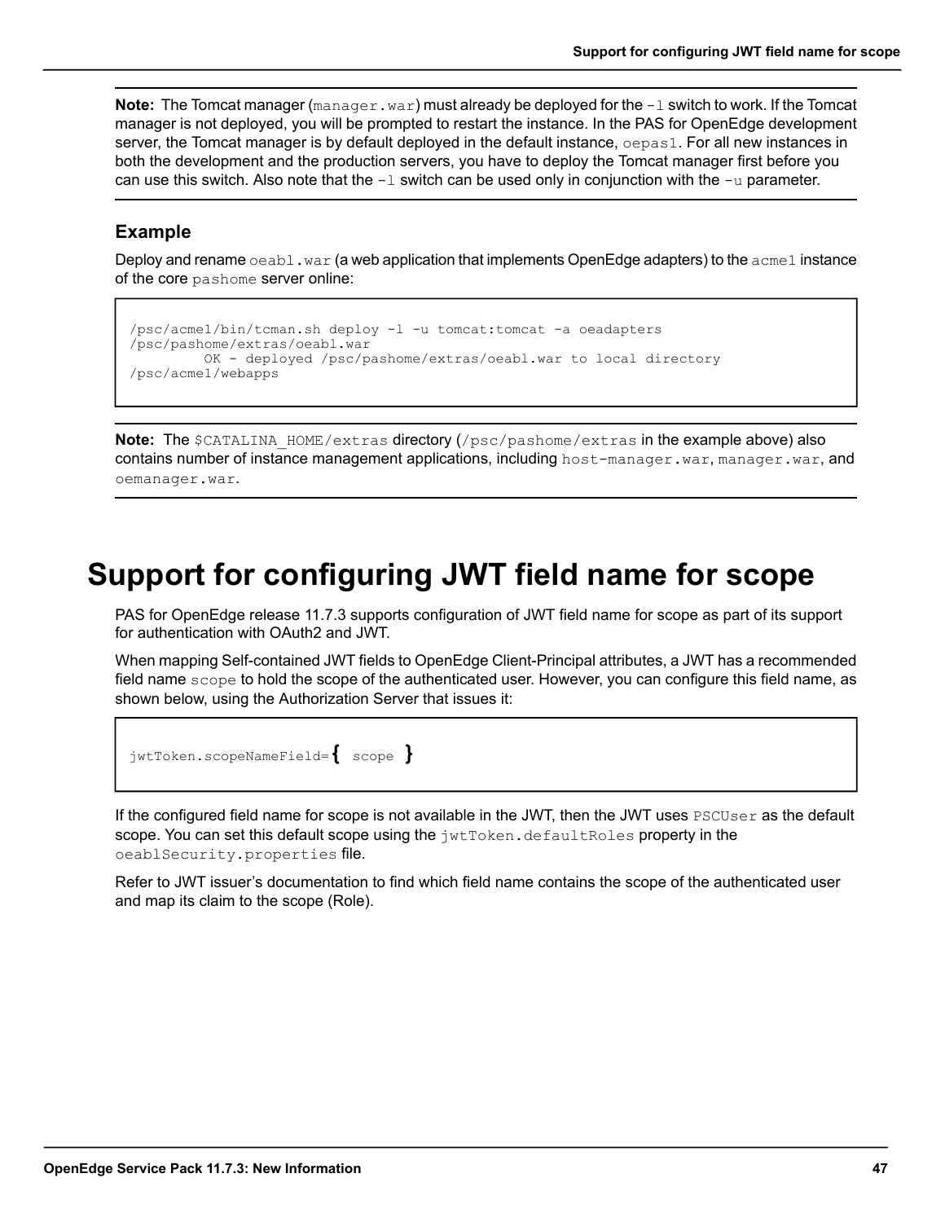**Note:** The Tomcat manager (`manager.war`) must already be deployed for the `-l` switch to work. If the Tomcat manager is not deployed, you will be prompted to restart the instance. In the PAS for OpenEdge development server, the Tomcat manager is by default deployed in the default instance, `oepas1`. For all new instances in both the development and the production servers, you have to deploy the Tomcat manager first before you can use this switch. Also note that the `-l` switch can be used only in conjunction with the `-u` parameter.

### Example

Deploy and rename `oeabl.war` (a web application that implements OpenEdge adapters) to the `acme1` instance of the core `pashome` server online:

```
/psc/acme1/bin/tcman.sh deploy -l -u tomcat:tomcat -a oeadapters
/psc/pashome/extras/oeabl.war
        OK - deployed /psc/pashome/extras/oeabl.war to local directory
/psc/acme1/webapps
```

**Note:** The `$CATALINA_HOME/extras` directory (`/psc/pashome/extras` in the example above) also contains number of instance management applications, including `host-manager.war`, `manager.war`, and `oemanager.war`.

# Support for configuring JWT field name for scope

PAS for OpenEdge release 11.7.3 supports configuration of JWT field name for scope as part of its support for authentication with OAuth2 and JWT.

When mapping Self-contained JWT fields to OpenEdge Client-Principal attributes, a JWT has a recommended field name `scope` to hold the scope of the authenticated user. However, you can configure this field name, as shown below, using the Authorization Server that issues it:

```
jwtToken.scopeNameField={ scope }
```

If the configured field name for scope is not available in the JWT, then the JWT uses `PSCUser` as the default scope. You can set this default scope using the `jwtToken.defaultRoles` property in the `oeablSecurity.properties` file.

Refer to JWT issuer's documentation to find which field name contains the scope of the authenticated user and map its claim to the scope (Role).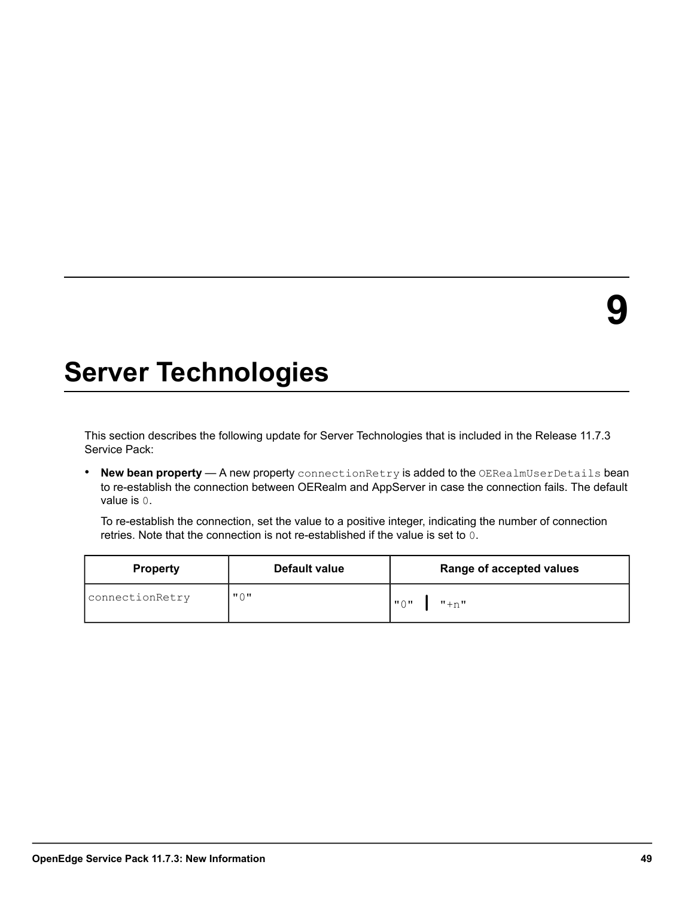# 9

# Server Technologies

This section describes the following update for Server Technologies that is included in the Release 11.7.3 Service Pack:

- **New bean property** — A new property `connectionRetry` is added to the `OERealmUserDetails` bean to re-establish the connection between OERealm and AppServer in case the connection fails. The default value is `0`.

  To re-establish the connection, set the value to a positive integer, indicating the number of connection retries. Note that the connection is not re-established if the value is set to `0`.

| Property | Default value | Range of accepted values |
| --- | --- | --- |
| `connectionRetry` | `"0"` | `"0"` \| `"+n"` |